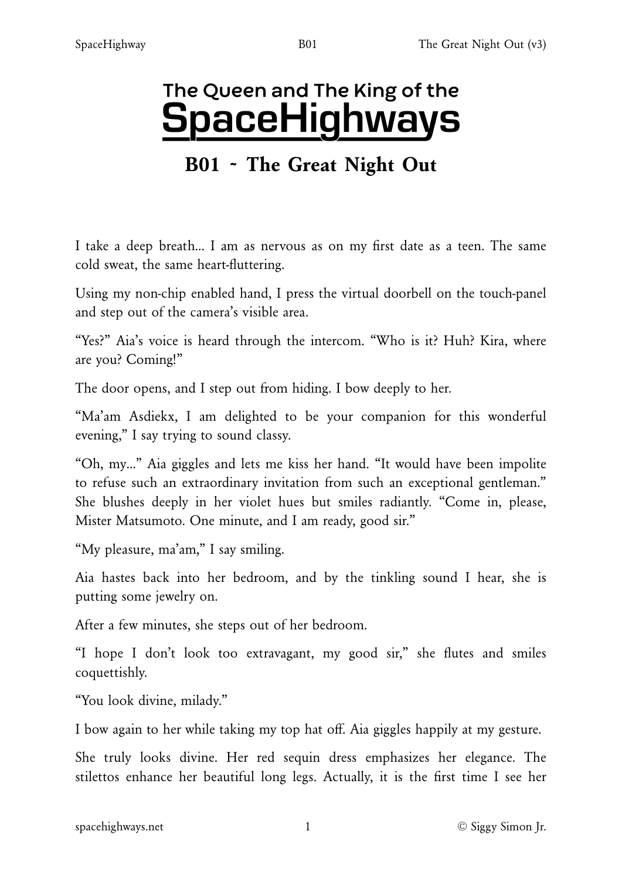# The Queen and The King of the SpaceHighways

## B01 ~ The Great Night Out

I take a deep breath... I am as nervous as on my first date as a teen. The same cold sweat, the same heart-fluttering.

Using my non-chip enabled hand, I press the virtual doorbell on the touch-panel and step out of the camera's visible area.

"Yes?" Aia's voice is heard through the intercom. "Who is it? Huh? Kira, where are you? Coming!"

The door opens, and I step out from hiding. I bow deeply to her.

"Ma'am Asdiekx, I am delighted to be your companion for this wonderful evening," I say trying to sound classy.

"Oh, my..." Aia giggles and lets me kiss her hand. "It would have been impolite to refuse such an extraordinary invitation from such an exceptional gentleman." She blushes deeply in her violet hues but smiles radiantly. "Come in, please, Mister Matsumoto. One minute, and I am ready, good sir."

"My pleasure, ma'am," I say smiling.

Aia hastes back into her bedroom, and by the tinkling sound I hear, she is putting some jewelry on.

After a few minutes, she steps out of her bedroom.

"I hope I don't look too extravagant, my good sir," she flutes and smiles coquettishly.

"You look divine, milady."

I bow again to her while taking my top hat off. Aia giggles happily at my gesture.

She truly looks divine. Her red sequin dress emphasizes her elegance. The stilettos enhance her beautiful long legs. Actually, it is the first time I see her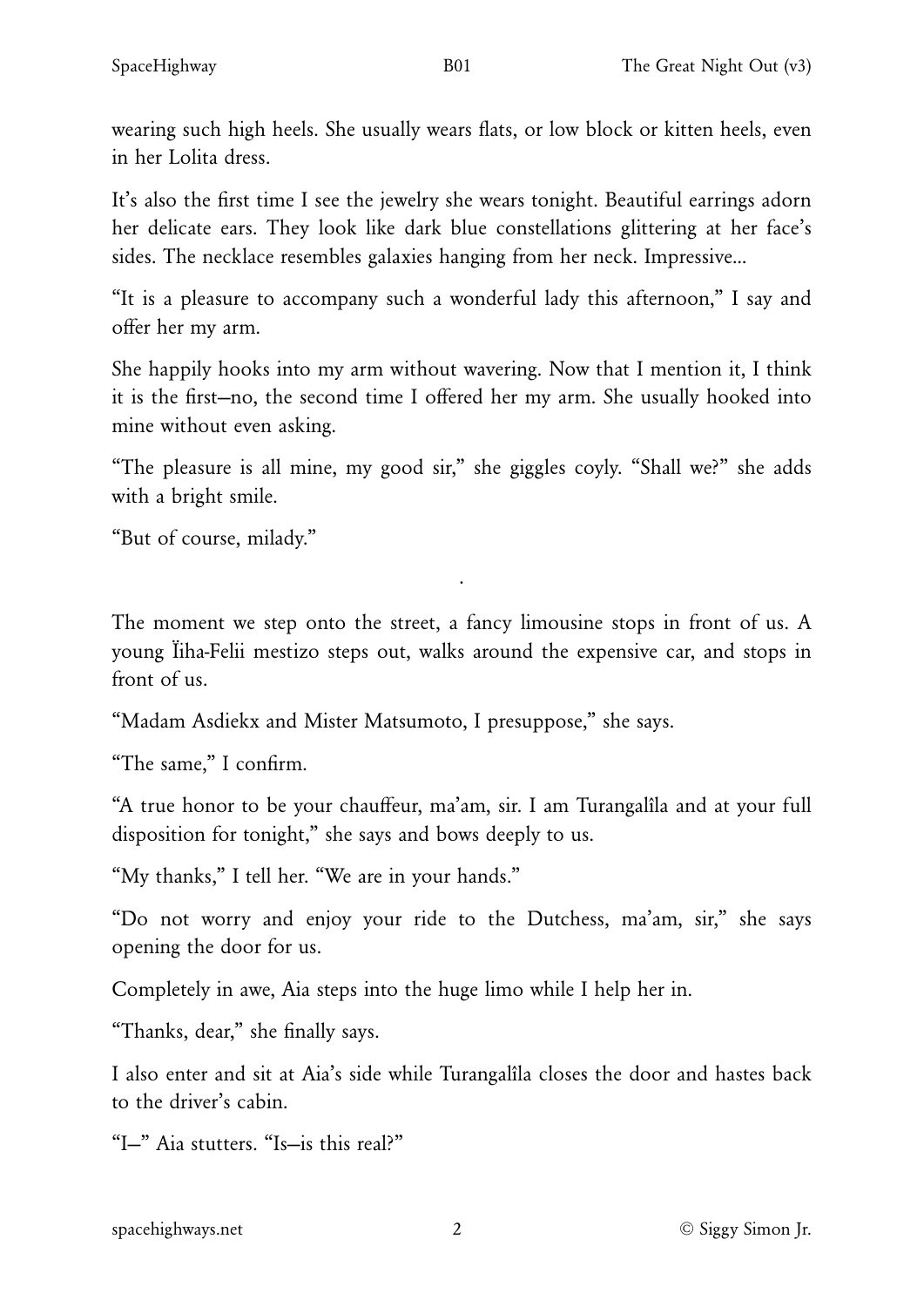wearing such high heels. She usually wears flats, or low block or kitten heels, even in her Lolita dress.

It's also the first time I see the jewelry she wears tonight. Beautiful earrings adorn her delicate ears. They look like dark blue constellations glittering at her face's sides. The necklace resembles galaxies hanging from her neck. Impressive...

"It is a pleasure to accompany such a wonderful lady this afternoon," I say and offer her my arm.

She happily hooks into my arm without wavering. Now that I mention it, I think it is the first—no, the second time I offered her my arm. She usually hooked into mine without even asking.

"The pleasure is all mine, my good sir," she giggles coyly. "Shall we?" she adds with a bright smile.

"But of course, milady."

.

The moment we step onto the street, a fancy limousine stops in front of us. A young Ïiha-Felii mestizo steps out, walks around the expensive car, and stops in front of us.

"Madam Asdiekx and Mister Matsumoto, I presuppose," she says.

"The same," I confirm.

"A true honor to be your chauffeur, ma'am, sir. I am Turangalîla and at your full disposition for tonight," she says and bows deeply to us.

"My thanks," I tell her. "We are in your hands."

"Do not worry and enjoy your ride to the Dutchess, ma'am, sir," she says opening the door for us.

Completely in awe, Aia steps into the huge limo while I help her in.

"Thanks, dear," she finally says.

I also enter and sit at Aia's side while Turangalîla closes the door and hastes back to the driver's cabin.

"I—" Aia stutters. "Is—is this real?"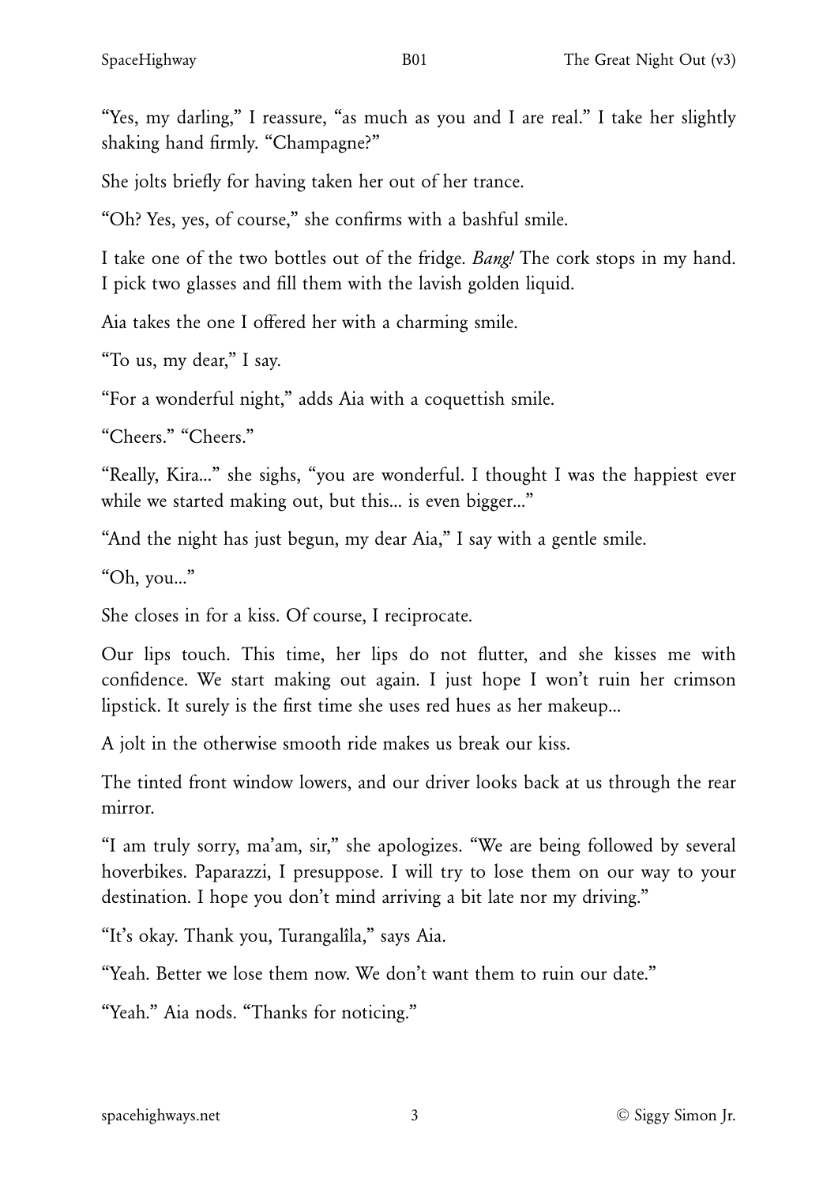"Yes, my darling," I reassure, "as much as you and I are real." I take her slightly shaking hand firmly. "Champagne?"

She jolts briefly for having taken her out of her trance.

"Oh? Yes, yes, of course," she confirms with a bashful smile.

I take one of the two bottles out of the fridge. *Bang!* The cork stops in my hand. I pick two glasses and fill them with the lavish golden liquid.

Aia takes the one I offered her with a charming smile.

"To us, my dear," I say.

"For a wonderful night," adds Aia with a coquettish smile.

"Cheers." "Cheers."

"Really, Kira..." she sighs, "you are wonderful. I thought I was the happiest ever while we started making out, but this... is even bigger..."

"And the night has just begun, my dear Aia," I say with a gentle smile.

"Oh, you..."

She closes in for a kiss. Of course, I reciprocate.

Our lips touch. This time, her lips do not flutter, and she kisses me with confidence. We start making out again. I just hope I won't ruin her crimson lipstick. It surely is the first time she uses red hues as her makeup...

A jolt in the otherwise smooth ride makes us break our kiss.

The tinted front window lowers, and our driver looks back at us through the rear mirror.

"I am truly sorry, ma'am, sir," she apologizes. "We are being followed by several hoverbikes. Paparazzi, I presuppose. I will try to lose them on our way to your destination. I hope you don't mind arriving a bit late nor my driving."

"It's okay. Thank you, Turangalîla," says Aia.

"Yeah. Better we lose them now. We don't want them to ruin our date."

"Yeah." Aia nods. "Thanks for noticing."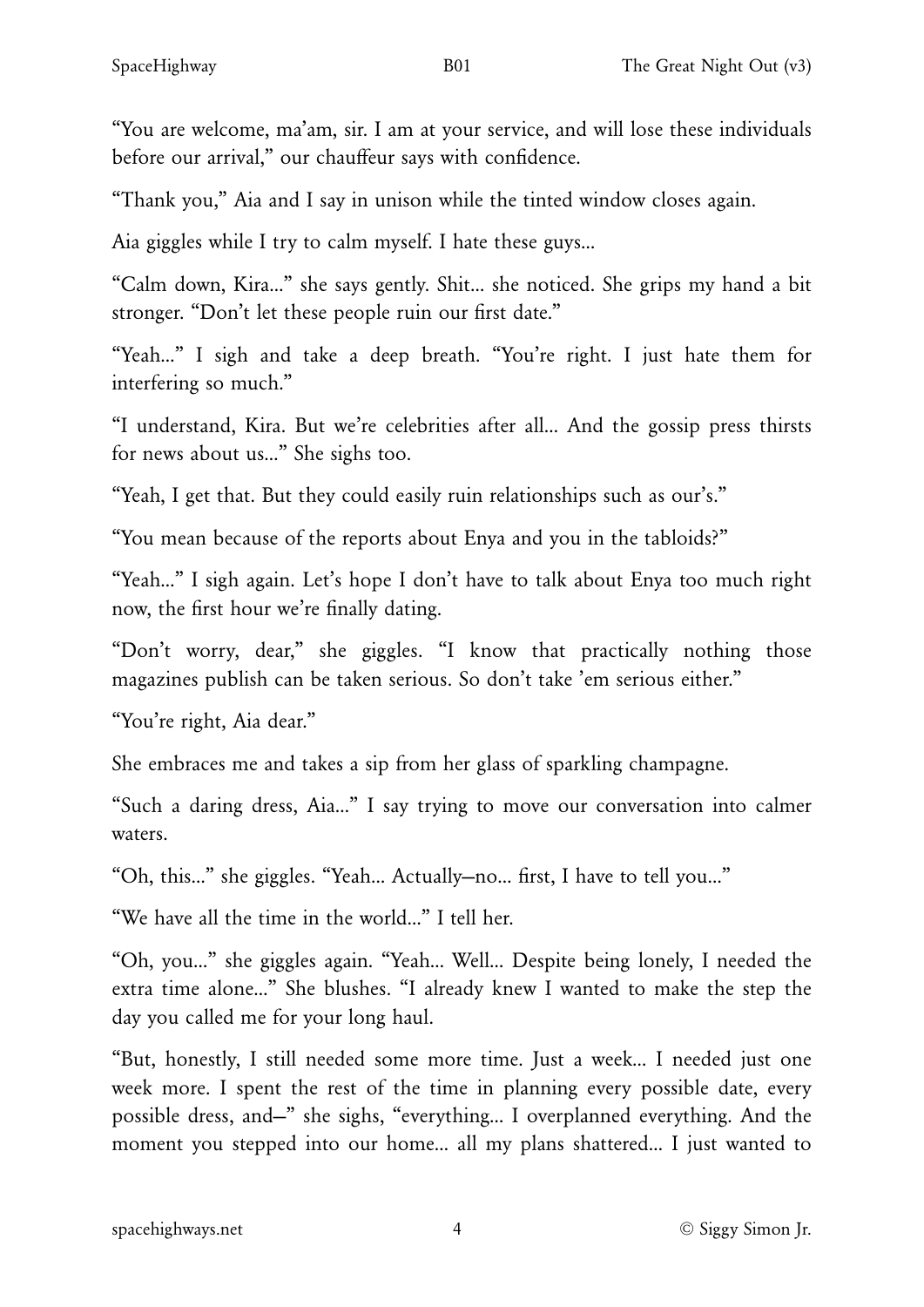"You are welcome, ma'am, sir. I am at your service, and will lose these individuals before our arrival," our chauffeur says with confidence.

"Thank you," Aia and I say in unison while the tinted window closes again.

Aia giggles while I try to calm myself. I hate these guys...

"Calm down, Kira..." she says gently. Shit... she noticed. She grips my hand a bit stronger. "Don't let these people ruin our first date."

"Yeah..." I sigh and take a deep breath. "You're right. I just hate them for interfering so much."

"I understand, Kira. But we're celebrities after all... And the gossip press thirsts for news about us..." She sighs too.

"Yeah, I get that. But they could easily ruin relationships such as our's."

"You mean because of the reports about Enya and you in the tabloids?"

"Yeah..." I sigh again. Let's hope I don't have to talk about Enya too much right now, the first hour we're finally dating.

"Don't worry, dear," she giggles. "I know that practically nothing those magazines publish can be taken serious. So don't take 'em serious either."

"You're right, Aia dear."

She embraces me and takes a sip from her glass of sparkling champagne.

"Such a daring dress, Aia..." I say trying to move our conversation into calmer waters.

"Oh, this..." she giggles. "Yeah... Actually—no... first, I have to tell you..."

"We have all the time in the world..." I tell her.

"Oh, you..." she giggles again. "Yeah... Well... Despite being lonely, I needed the extra time alone..." She blushes. "I already knew I wanted to make the step the day you called me for your long haul.

"But, honestly, I still needed some more time. Just a week... I needed just one week more. I spent the rest of the time in planning every possible date, every possible dress, and—" she sighs, "everything... I overplanned everything. And the moment you stepped into our home... all my plans shattered... I just wanted to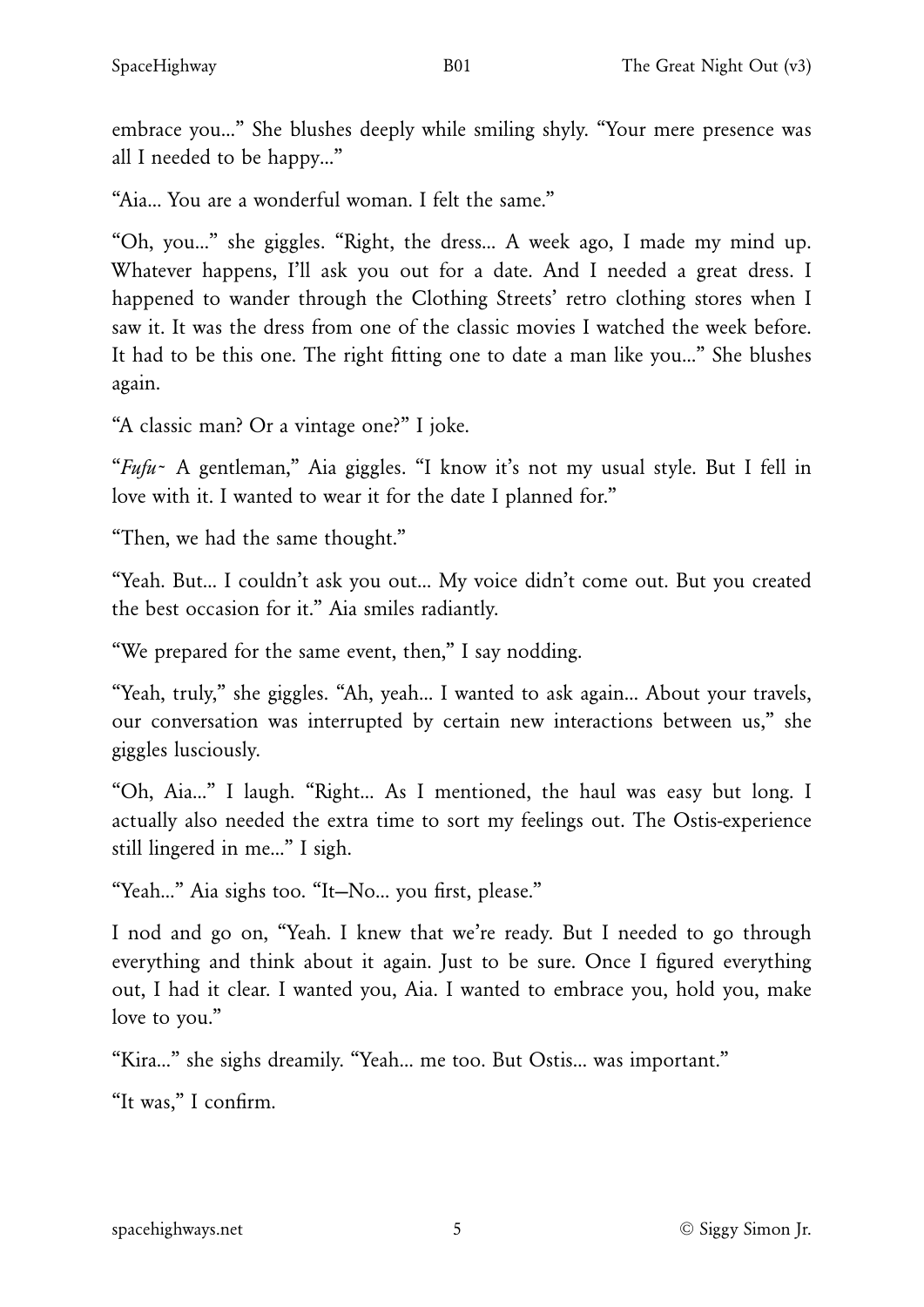embrace you..." She blushes deeply while smiling shyly. "Your mere presence was all I needed to be happy..."

"Aia... You are a wonderful woman. I felt the same."

"Oh, you..." she giggles. "Right, the dress... A week ago, I made my mind up. Whatever happens, I'll ask you out for a date. And I needed a great dress. I happened to wander through the Clothing Streets' retro clothing stores when I saw it. It was the dress from one of the classic movies I watched the week before. It had to be this one. The right fitting one to date a man like you..." She blushes again.

"A classic man? Or a vintage one?" I joke.

"*Fufu~* A gentleman," Aia giggles. "I know it's not my usual style. But I fell in love with it. I wanted to wear it for the date I planned for."

"Then, we had the same thought."

"Yeah. But... I couldn't ask you out... My voice didn't come out. But you created the best occasion for it." Aia smiles radiantly.

"We prepared for the same event, then," I say nodding.

"Yeah, truly," she giggles. "Ah, yeah... I wanted to ask again... About your travels, our conversation was interrupted by certain new interactions between us," she giggles lusciously.

"Oh, Aia..." I laugh. "Right... As I mentioned, the haul was easy but long. I actually also needed the extra time to sort my feelings out. The Ostis-experience still lingered in me..." I sigh.

"Yeah..." Aia sighs too. "It—No... you first, please."

I nod and go on, "Yeah. I knew that we're ready. But I needed to go through everything and think about it again. Just to be sure. Once I figured everything out, I had it clear. I wanted you, Aia. I wanted to embrace you, hold you, make love to you."

"Kira..." she sighs dreamily. "Yeah... me too. But Ostis... was important."

"It was," I confirm.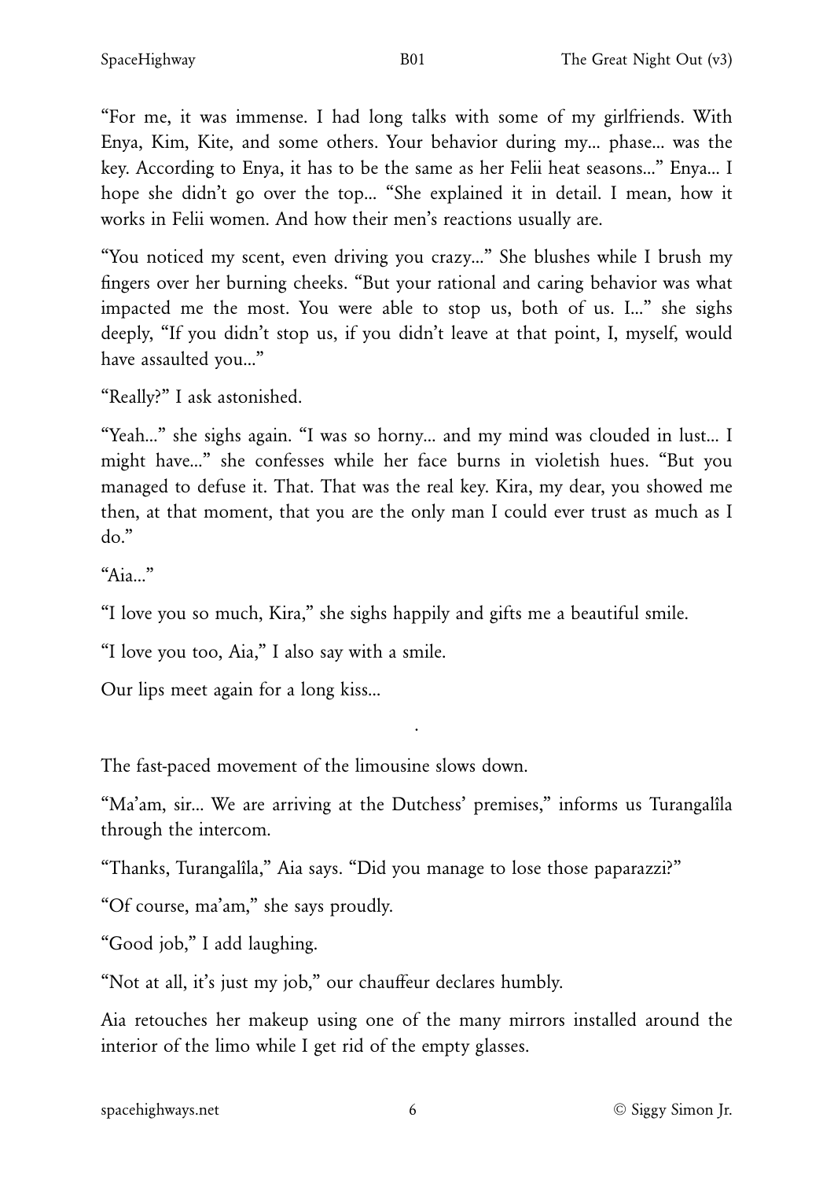"For me, it was immense. I had long talks with some of my girlfriends. With Enya, Kim, Kite, and some others. Your behavior during my... phase... was the key. According to Enya, it has to be the same as her Felii heat seasons..." Enya... I hope she didn't go over the top... "She explained it in detail. I mean, how it works in Felii women. And how their men's reactions usually are.

"You noticed my scent, even driving you crazy..." She blushes while I brush my fingers over her burning cheeks. "But your rational and caring behavior was what impacted me the most. You were able to stop us, both of us. I..." she sighs deeply, "If you didn't stop us, if you didn't leave at that point, I, myself, would have assaulted you..."

"Really?" I ask astonished.

"Yeah..." she sighs again. "I was so horny... and my mind was clouded in lust... I might have..." she confesses while her face burns in violetish hues. "But you managed to defuse it. That. That was the real key. Kira, my dear, you showed me then, at that moment, that you are the only man I could ever trust as much as I do."

"Aia..."

"I love you so much, Kira," she sighs happily and gifts me a beautiful smile.

"I love you too, Aia," I also say with a smile.

Our lips meet again for a long kiss...

.

The fast-paced movement of the limousine slows down.

"Ma'am, sir... We are arriving at the Dutchess' premises," informs us Turangalîla through the intercom.

"Thanks, Turangalîla," Aia says. "Did you manage to lose those paparazzi?"

"Of course, ma'am," she says proudly.

"Good job," I add laughing.

"Not at all, it's just my job," our chauffeur declares humbly.

Aia retouches her makeup using one of the many mirrors installed around the interior of the limo while I get rid of the empty glasses.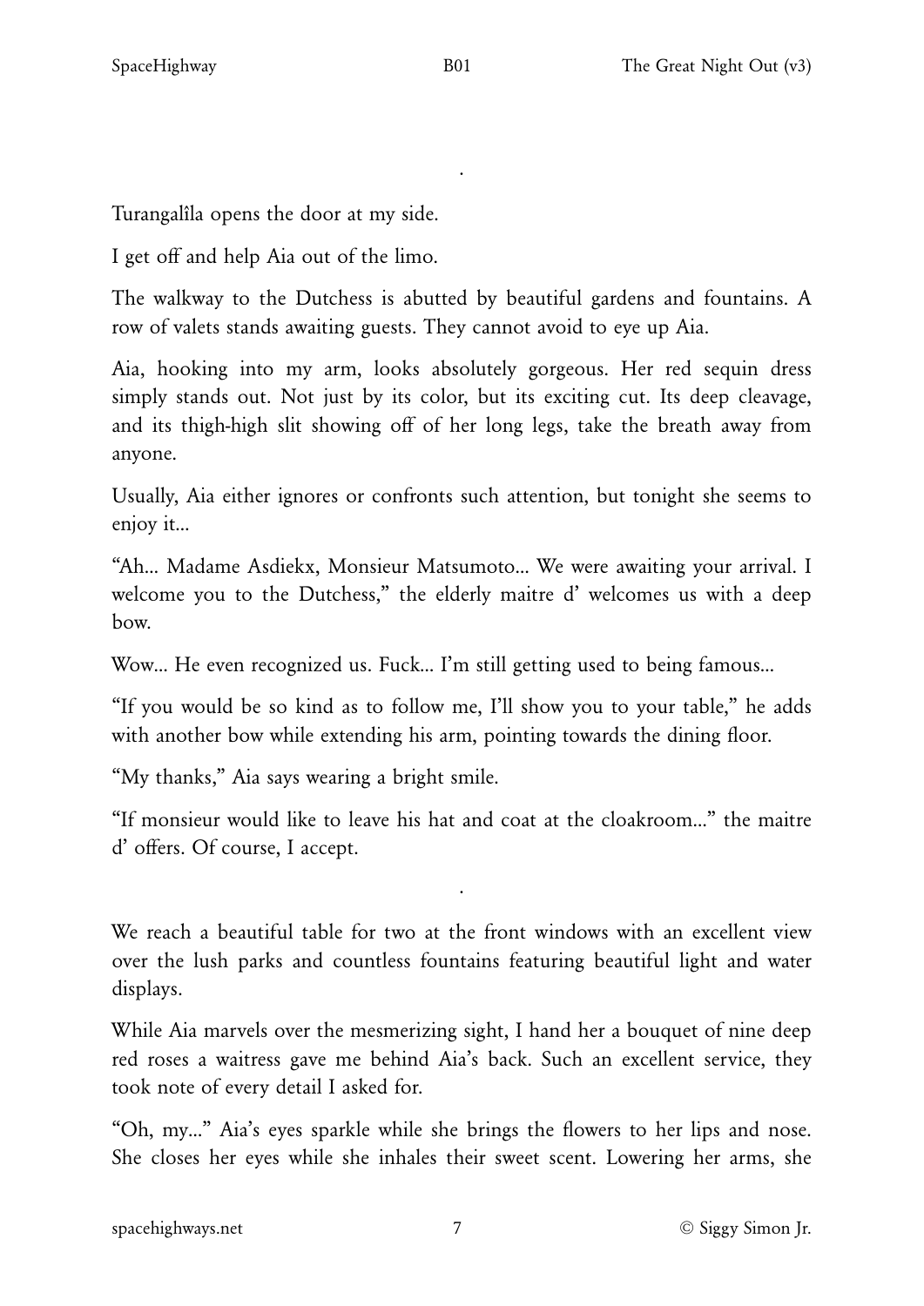.

Turangalîla opens the door at my side.

I get off and help Aia out of the limo.

The walkway to the Dutchess is abutted by beautiful gardens and fountains. A row of valets stands awaiting guests. They cannot avoid to eye up Aia.

Aia, hooking into my arm, looks absolutely gorgeous. Her red sequin dress simply stands out. Not just by its color, but its exciting cut. Its deep cleavage, and its thigh-high slit showing off of her long legs, take the breath away from anyone.

Usually, Aia either ignores or confronts such attention, but tonight she seems to enjoy it...

"Ah... Madame Asdiekx, Monsieur Matsumoto... We were awaiting your arrival. I welcome you to the Dutchess," the elderly maitre d' welcomes us with a deep bow.

Wow... He even recognized us. Fuck... I'm still getting used to being famous...

"If you would be so kind as to follow me, I'll show you to your table," he adds with another bow while extending his arm, pointing towards the dining floor.

"My thanks," Aia says wearing a bright smile.

"If monsieur would like to leave his hat and coat at the cloakroom..." the maitre d' offers. Of course, I accept.

.

We reach a beautiful table for two at the front windows with an excellent view over the lush parks and countless fountains featuring beautiful light and water displays.

While Aia marvels over the mesmerizing sight, I hand her a bouquet of nine deep red roses a waitress gave me behind Aia's back. Such an excellent service, they took note of every detail I asked for.

"Oh, my..." Aia's eyes sparkle while she brings the flowers to her lips and nose. She closes her eyes while she inhales their sweet scent. Lowering her arms, she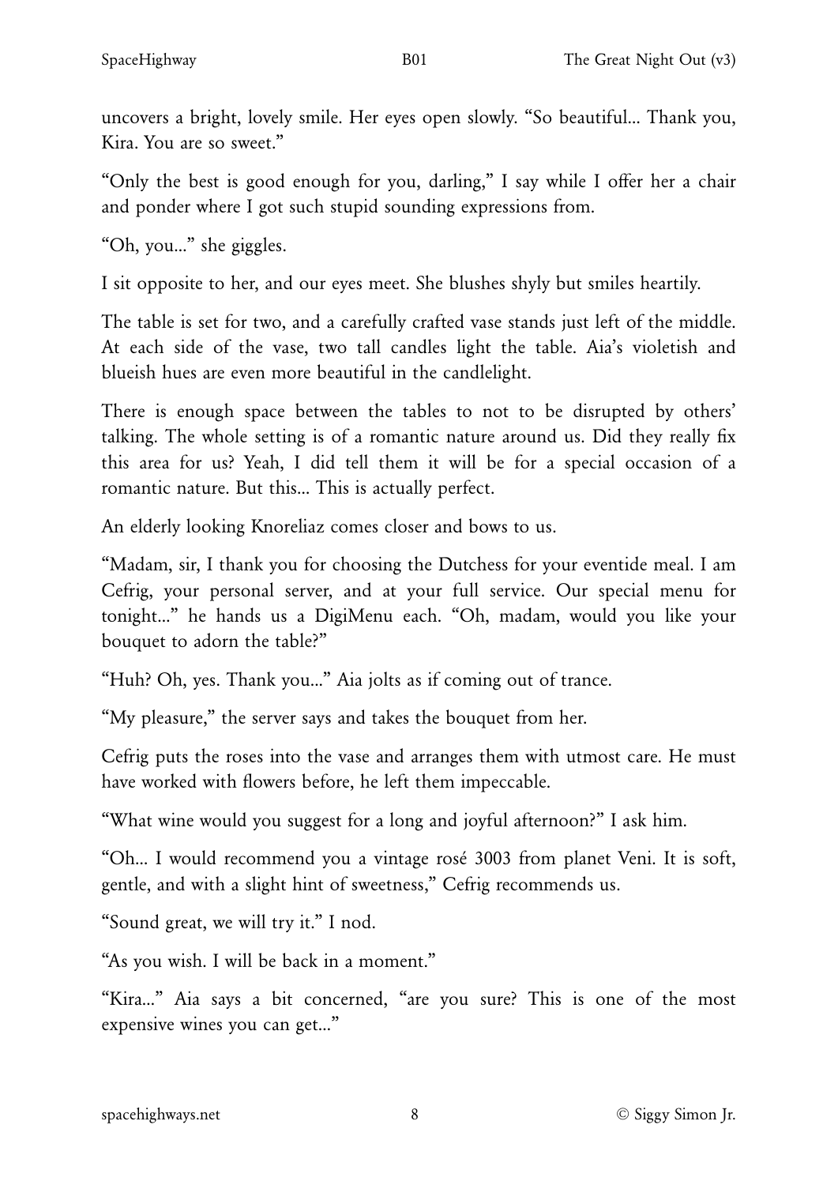uncovers a bright, lovely smile. Her eyes open slowly. “So beautiful... Thank you, Kira. You are so sweet.”

“Only the best is good enough for you, darling,” I say while I offer her a chair and ponder where I got such stupid sounding expressions from.

“Oh, you...” she giggles.

I sit opposite to her, and our eyes meet. She blushes shyly but smiles heartily.

The table is set for two, and a carefully crafted vase stands just left of the middle. At each side of the vase, two tall candles light the table. Aia’s violetish and blueish hues are even more beautiful in the candlelight.

There is enough space between the tables to not to be disrupted by others’ talking. The whole setting is of a romantic nature around us. Did they really fix this area for us? Yeah, I did tell them it will be for a special occasion of a romantic nature. But this... This is actually perfect.

An elderly looking Knoreliaz comes closer and bows to us.

“Madam, sir, I thank you for choosing the Dutchess for your eventide meal. I am Cefrig, your personal server, and at your full service. Our special menu for tonight...” he hands us a DigiMenu each. “Oh, madam, would you like your bouquet to adorn the table?”

“Huh? Oh, yes. Thank you...” Aia jolts as if coming out of trance.

“My pleasure,” the server says and takes the bouquet from her.

Cefrig puts the roses into the vase and arranges them with utmost care. He must have worked with flowers before, he left them impeccable.

“What wine would you suggest for a long and joyful afternoon?” I ask him.

“Oh... I would recommend you a vintage rosé 3003 from planet Veni. It is soft, gentle, and with a slight hint of sweetness,” Cefrig recommends us.

“Sound great, we will try it.” I nod.

“As you wish. I will be back in a moment.”

“Kira...” Aia says a bit concerned, “are you sure? This is one of the most expensive wines you can get...”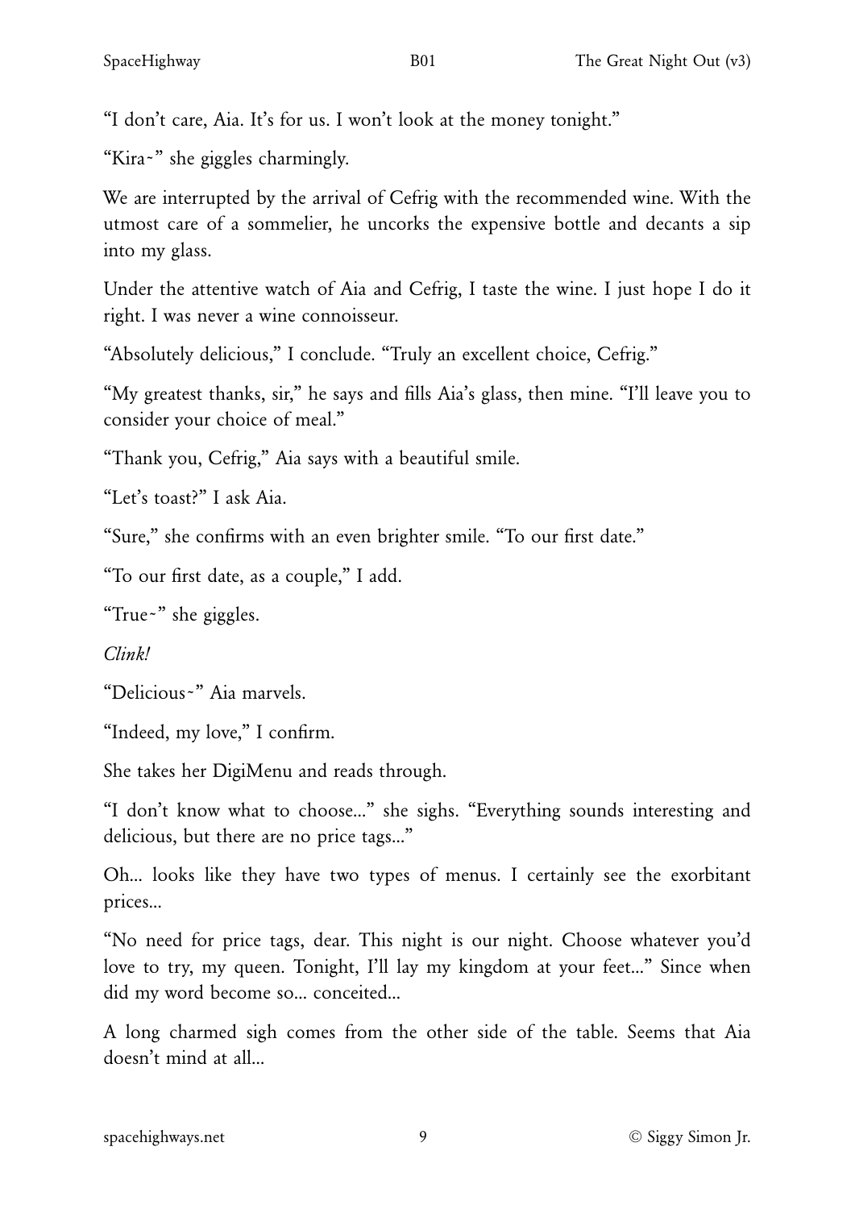"I don't care, Aia. It's for us. I won't look at the money tonight."

"Kira~" she giggles charmingly.

We are interrupted by the arrival of Cefrig with the recommended wine. With the utmost care of a sommelier, he uncorks the expensive bottle and decants a sip into my glass.

Under the attentive watch of Aia and Cefrig, I taste the wine. I just hope I do it right. I was never a wine connoisseur.

"Absolutely delicious," I conclude. "Truly an excellent choice, Cefrig."

"My greatest thanks, sir," he says and fills Aia's glass, then mine. "I'll leave you to consider your choice of meal."

"Thank you, Cefrig," Aia says with a beautiful smile.

"Let's toast?" I ask Aia.

"Sure," she confirms with an even brighter smile. "To our first date."

"To our first date, as a couple," I add.

"True~" she giggles.

*Clink!*

"Delicious~" Aia marvels.

"Indeed, my love," I confirm.

She takes her DigiMenu and reads through.

"I don't know what to choose..." she sighs. "Everything sounds interesting and delicious, but there are no price tags..."

Oh... looks like they have two types of menus. I certainly see the exorbitant prices...

"No need for price tags, dear. This night is our night. Choose whatever you'd love to try, my queen. Tonight, I'll lay my kingdom at your feet..." Since when did my word become so... conceited...

A long charmed sigh comes from the other side of the table. Seems that Aia doesn't mind at all...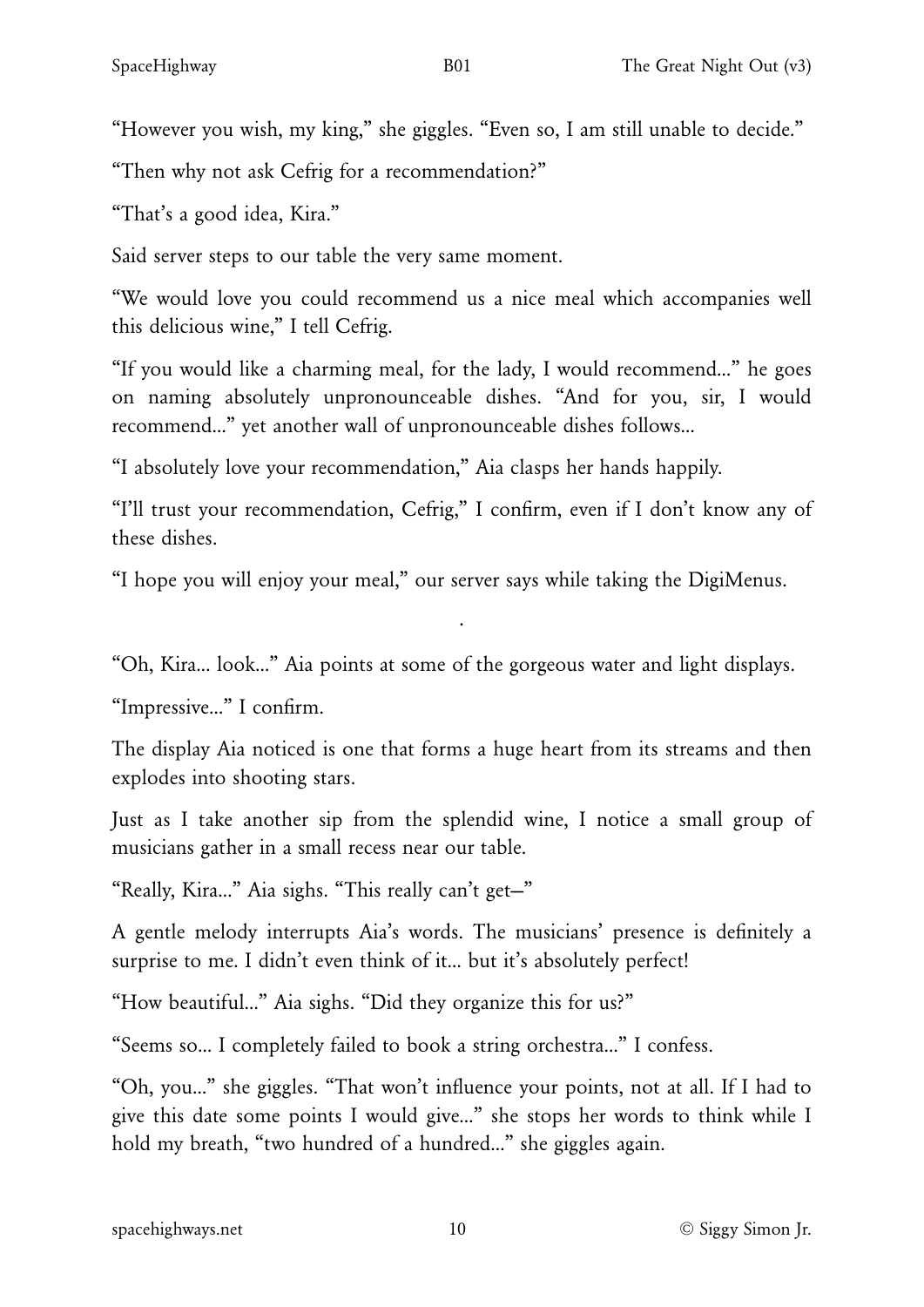"However you wish, my king," she giggles. "Even so, I am still unable to decide."

"Then why not ask Cefrig for a recommendation?"

"That's a good idea, Kira."

Said server steps to our table the very same moment.

"We would love you could recommend us a nice meal which accompanies well this delicious wine," I tell Cefrig.

"If you would like a charming meal, for the lady, I would recommend..." he goes on naming absolutely unpronounceable dishes. "And for you, sir, I would recommend..." yet another wall of unpronounceable dishes follows...

"I absolutely love your recommendation," Aia clasps her hands happily.

"I'll trust your recommendation, Cefrig," I confirm, even if I don't know any of these dishes.

"I hope you will enjoy your meal," our server says while taking the DigiMenus.

.

"Oh, Kira... look..." Aia points at some of the gorgeous water and light displays.

"Impressive..." I confirm.

The display Aia noticed is one that forms a huge heart from its streams and then explodes into shooting stars.

Just as I take another sip from the splendid wine, I notice a small group of musicians gather in a small recess near our table.

"Really, Kira..." Aia sighs. "This really can't get–"

A gentle melody interrupts Aia's words. The musicians' presence is definitely a surprise to me. I didn't even think of it... but it's absolutely perfect!

"How beautiful..." Aia sighs. "Did they organize this for us?"

"Seems so... I completely failed to book a string orchestra..." I confess.

"Oh, you..." she giggles. "That won't influence your points, not at all. If I had to give this date some points I would give..." she stops her words to think while I hold my breath, "two hundred of a hundred..." she giggles again.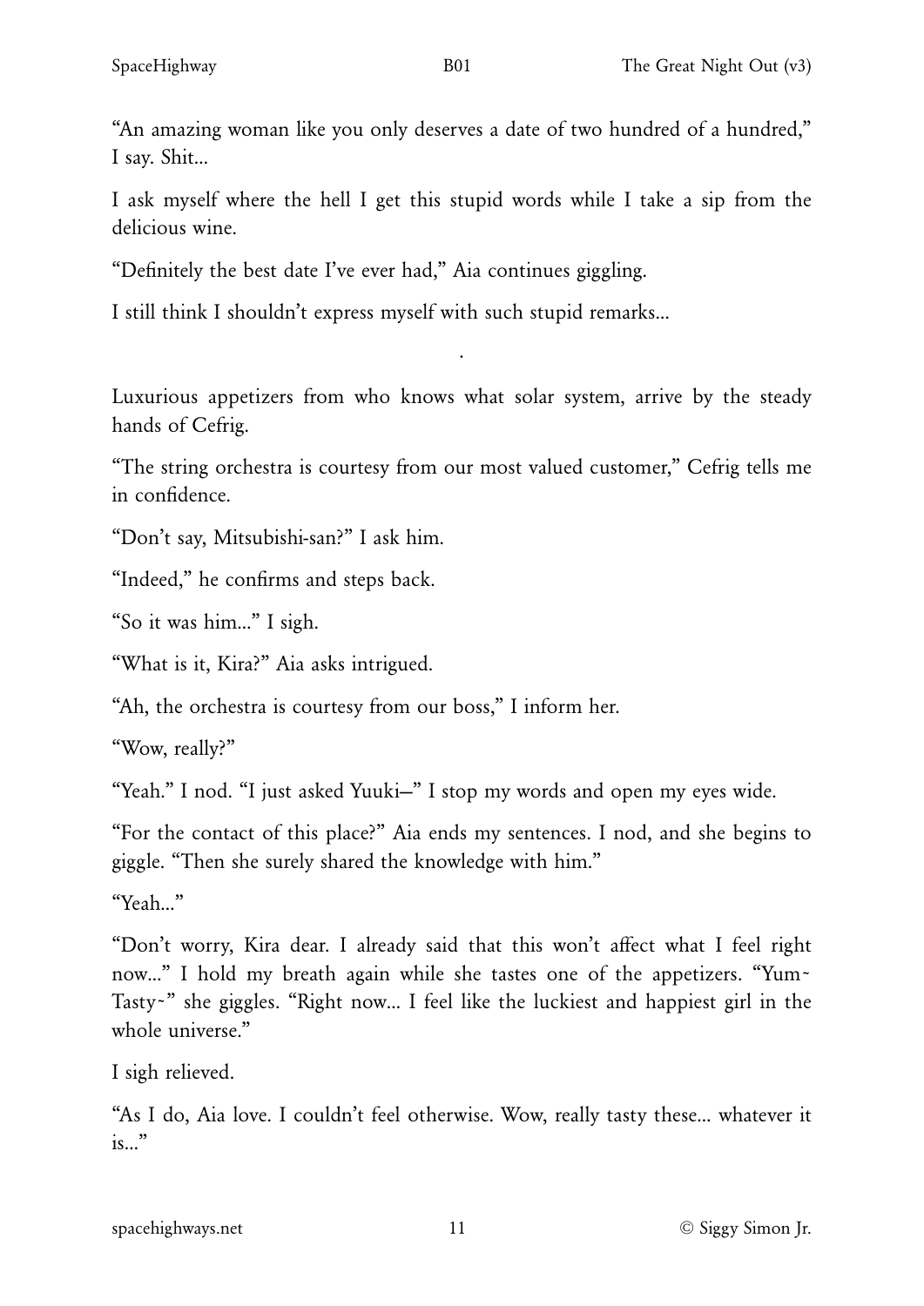"An amazing woman like you only deserves a date of two hundred of a hundred," I say. Shit...

I ask myself where the hell I get this stupid words while I take a sip from the delicious wine.

"Definitely the best date I've ever had," Aia continues giggling.

I still think I shouldn't express myself with such stupid remarks...

·

Luxurious appetizers from who knows what solar system, arrive by the steady hands of Cefrig.

"The string orchestra is courtesy from our most valued customer," Cefrig tells me in confidence.

"Don't say, Mitsubishi-san?" I ask him.

"Indeed," he confirms and steps back.

"So it was him..." I sigh.

"What is it, Kira?" Aia asks intrigued.

"Ah, the orchestra is courtesy from our boss," I inform her.

"Wow, really?"

"Yeah." I nod. "I just asked Yuuki—" I stop my words and open my eyes wide.

"For the contact of this place?" Aia ends my sentences. I nod, and she begins to giggle. "Then she surely shared the knowledge with him."

"Yeah..."

"Don't worry, Kira dear. I already said that this won't affect what I feel right now..." I hold my breath again while she tastes one of the appetizers. "Yum~ Tasty~" she giggles. "Right now... I feel like the luckiest and happiest girl in the whole universe."

I sigh relieved.

"As I do, Aia love. I couldn't feel otherwise. Wow, really tasty these... whatever it is..."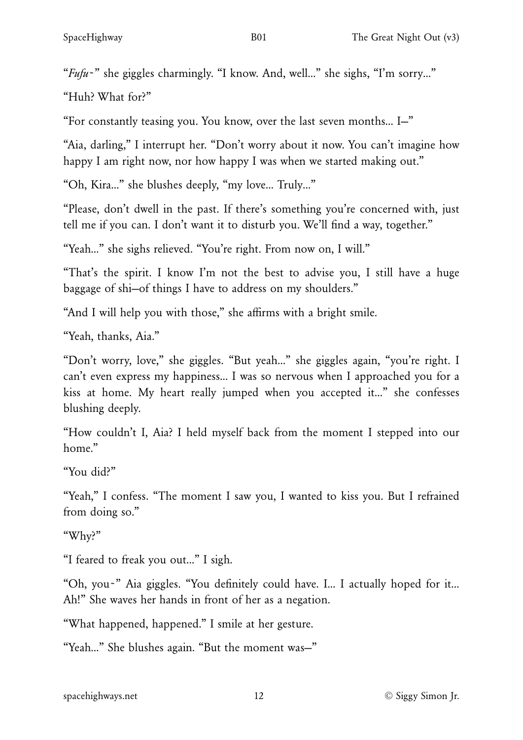"*Fufu~*" she giggles charmingly. "I know. And, well..." she sighs, "I'm sorry..."

"Huh? What for?"

"For constantly teasing you. You know, over the last seven months... I—"

"Aia, darling," I interrupt her. "Don't worry about it now. You can't imagine how happy I am right now, nor how happy I was when we started making out."

"Oh, Kira..." she blushes deeply, "my love... Truly..."

"Please, don't dwell in the past. If there's something you're concerned with, just tell me if you can. I don't want it to disturb you. We'll find a way, together."

"Yeah..." she sighs relieved. "You're right. From now on, I will."

"That's the spirit. I know I'm not the best to advise you, I still have a huge baggage of shi—of things I have to address on my shoulders."

"And I will help you with those," she affirms with a bright smile.

"Yeah, thanks, Aia."

"Don't worry, love," she giggles. "But yeah..." she giggles again, "you're right. I can't even express my happiness... I was so nervous when I approached you for a kiss at home. My heart really jumped when you accepted it..." she confesses blushing deeply.

"How couldn't I, Aia? I held myself back from the moment I stepped into our home."

"You did?"

"Yeah," I confess. "The moment I saw you, I wanted to kiss you. But I refrained from doing so."

"Why?"

"I feared to freak you out..." I sigh.

"Oh, you~" Aia giggles. "You definitely could have. I... I actually hoped for it... Ah!" She waves her hands in front of her as a negation.

"What happened, happened." I smile at her gesture.

"Yeah..." She blushes again. "But the moment was—"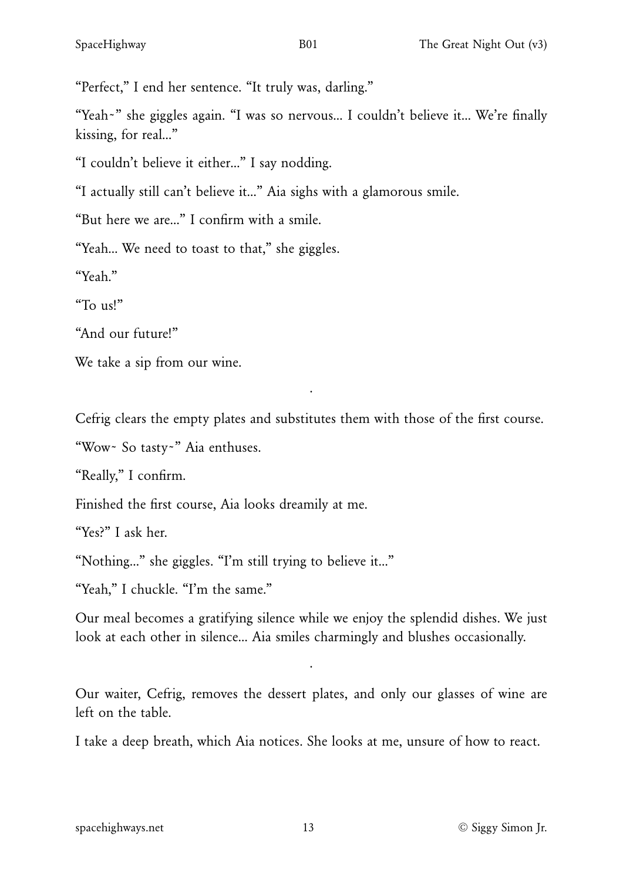"Perfect," I end her sentence. "It truly was, darling."

"Yeah~" she giggles again. "I was so nervous... I couldn't believe it... We're finally kissing, for real..."

"I couldn't believe it either..." I say nodding.

"I actually still can't believe it..." Aia sighs with a glamorous smile.

"But here we are..." I confirm with a smile.

"Yeah... We need to toast to that," she giggles.

"Yeah."

"To us!"

"And our future!"

We take a sip from our wine.

.

Cefrig clears the empty plates and substitutes them with those of the first course.

"Wow~ So tasty~" Aia enthuses.

"Really," I confirm.

Finished the first course, Aia looks dreamily at me.

"Yes?" I ask her.

"Nothing..." she giggles. "I'm still trying to believe it..."

"Yeah," I chuckle. "I'm the same."

Our meal becomes a gratifying silence while we enjoy the splendid dishes. We just look at each other in silence... Aia smiles charmingly and blushes occasionally.

.

Our waiter, Cefrig, removes the dessert plates, and only our glasses of wine are left on the table.

I take a deep breath, which Aia notices. She looks at me, unsure of how to react.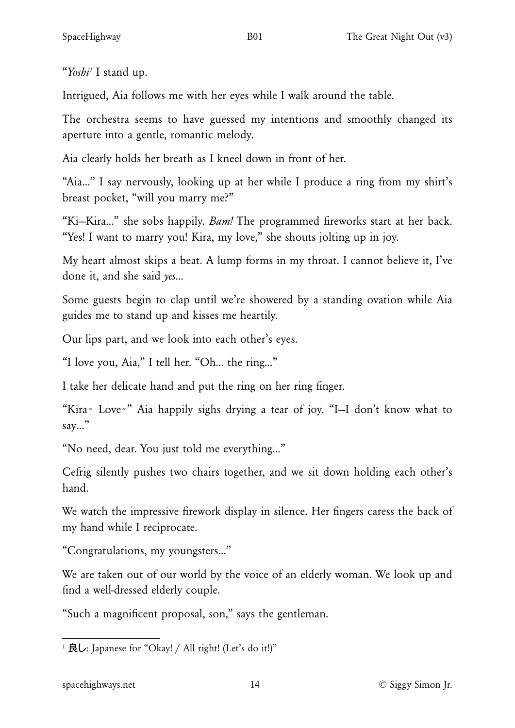"*Yoshi*[1] I stand up.

Intrigued, Aia follows me with her eyes while I walk around the table.

The orchestra seems to have guessed my intentions and smoothly changed its aperture into a gentle, romantic melody.

Aia clearly holds her breath as I kneel down in front of her.

"Aia..." I say nervously, looking up at her while I produce a ring from my shirt's breast pocket, "will you marry me?"

"Ki—Kira..." she sobs happily. *Bam!* The programmed fireworks start at her back. "Yes! I want to marry you! Kira, my love," she shouts jolting up in joy.

My heart almost skips a beat. A lump forms in my throat. I cannot believe it, I've done it, and she said *yes*...

Some guests begin to clap until we're showered by a standing ovation while Aia guides me to stand up and kisses me heartily.

Our lips part, and we look into each other's eyes.

"I love you, Aia," I tell her. "Oh... the ring..."

I take her delicate hand and put the ring on her ring finger.

"Kira~ Love~" Aia happily sighs drying a tear of joy. "I—I don't know what to say..."

"No need, dear. You just told me everything..."

Cefrig silently pushes two chairs together, and we sit down holding each other's hand.

We watch the impressive firework display in silence. Her fingers caress the back of my hand while I reciprocate.

"Congratulations, my youngsters..."

We are taken out of our world by the voice of an elderly woman. We look up and find a well-dressed elderly couple.

"Such a magnificent proposal, son," says the gentleman.

---

[1] 良し: Japanese for "Okay! / All right! (Let's do it!)"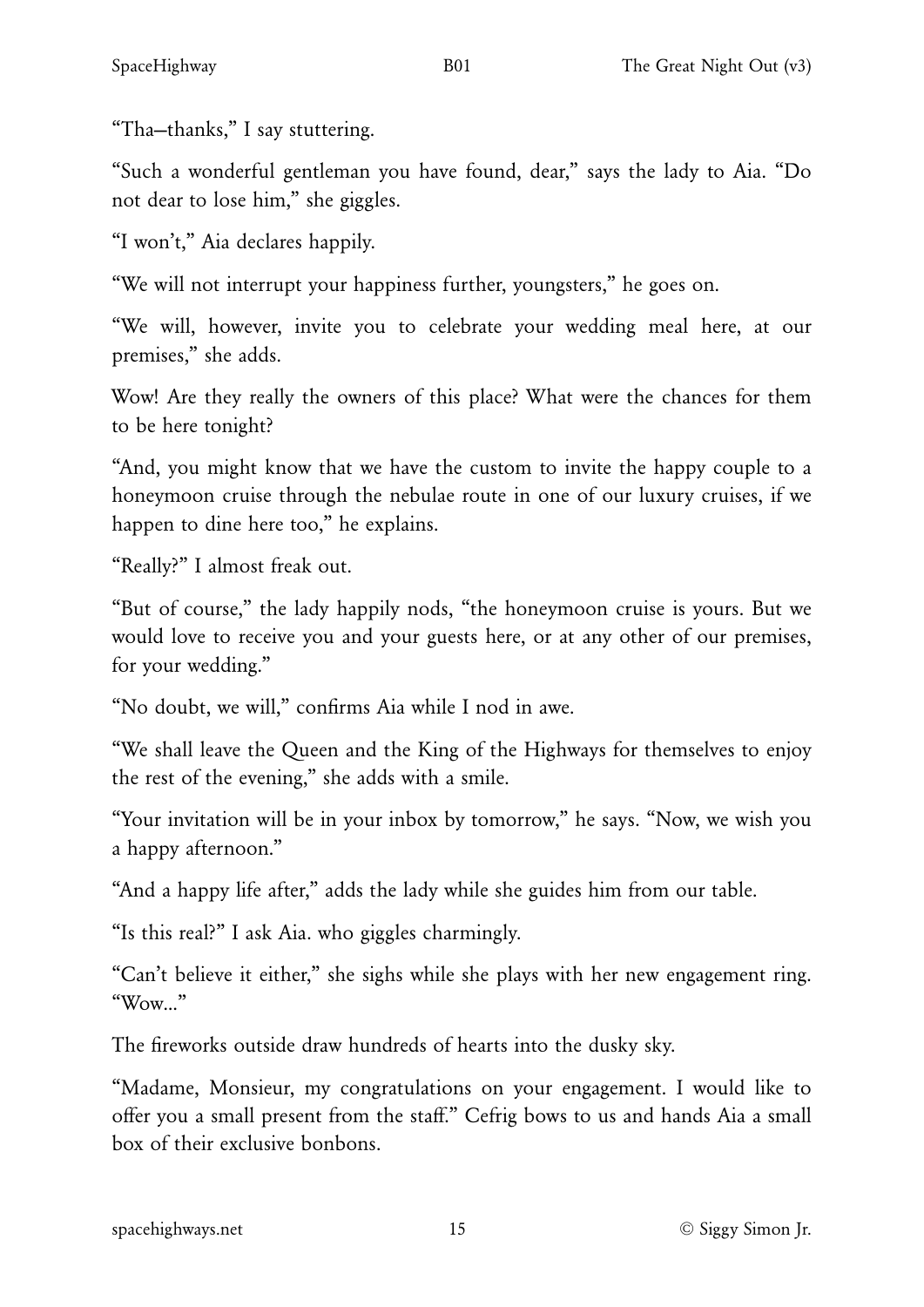"Tha—thanks," I say stuttering.

"Such a wonderful gentleman you have found, dear," says the lady to Aia. "Do not dear to lose him," she giggles.

"I won't," Aia declares happily.

"We will not interrupt your happiness further, youngsters," he goes on.

"We will, however, invite you to celebrate your wedding meal here, at our premises," she adds.

Wow! Are they really the owners of this place? What were the chances for them to be here tonight?

"And, you might know that we have the custom to invite the happy couple to a honeymoon cruise through the nebulae route in one of our luxury cruises, if we happen to dine here too," he explains.

"Really?" I almost freak out.

"But of course," the lady happily nods, "the honeymoon cruise is yours. But we would love to receive you and your guests here, or at any other of our premises, for your wedding."

"No doubt, we will," confirms Aia while I nod in awe.

"We shall leave the Queen and the King of the Highways for themselves to enjoy the rest of the evening," she adds with a smile.

"Your invitation will be in your inbox by tomorrow," he says. "Now, we wish you a happy afternoon."

"And a happy life after," adds the lady while she guides him from our table.

"Is this real?" I ask Aia. who giggles charmingly.

"Can't believe it either," she sighs while she plays with her new engagement ring. "Wow..."

The fireworks outside draw hundreds of hearts into the dusky sky.

"Madame, Monsieur, my congratulations on your engagement. I would like to offer you a small present from the staff." Cefrig bows to us and hands Aia a small box of their exclusive bonbons.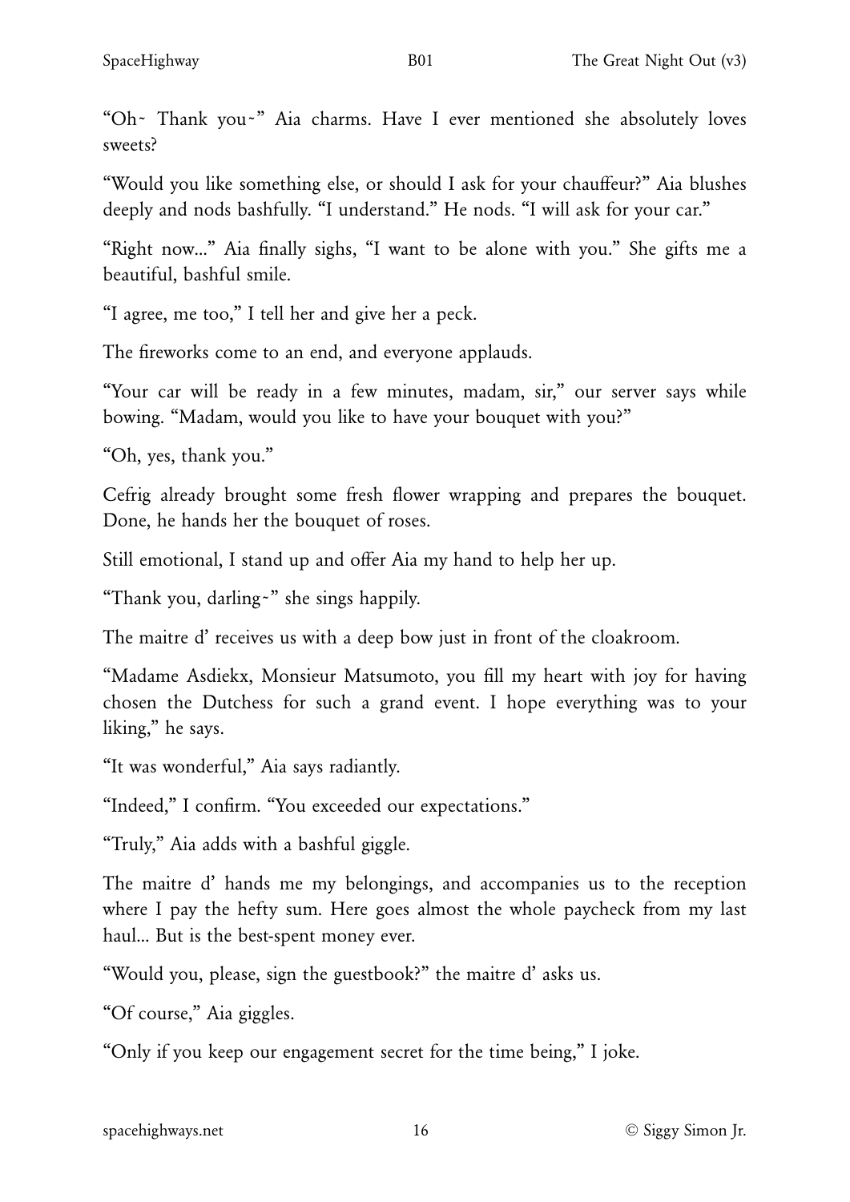"Oh~ Thank you~" Aia charms. Have I ever mentioned she absolutely loves sweets?

"Would you like something else, or should I ask for your chauffeur?" Aia blushes deeply and nods bashfully. "I understand." He nods. "I will ask for your car."

"Right now..." Aia finally sighs, "I want to be alone with you." She gifts me a beautiful, bashful smile.

"I agree, me too," I tell her and give her a peck.

The fireworks come to an end, and everyone applauds.

"Your car will be ready in a few minutes, madam, sir," our server says while bowing. "Madam, would you like to have your bouquet with you?"

"Oh, yes, thank you."

Cefrig already brought some fresh flower wrapping and prepares the bouquet. Done, he hands her the bouquet of roses.

Still emotional, I stand up and offer Aia my hand to help her up.

"Thank you, darling~" she sings happily.

The maitre d' receives us with a deep bow just in front of the cloakroom.

"Madame Asdiekx, Monsieur Matsumoto, you fill my heart with joy for having chosen the Dutchess for such a grand event. I hope everything was to your liking," he says.

"It was wonderful," Aia says radiantly.

"Indeed," I confirm. "You exceeded our expectations."

"Truly," Aia adds with a bashful giggle.

The maitre d' hands me my belongings, and accompanies us to the reception where I pay the hefty sum. Here goes almost the whole paycheck from my last haul... But is the best-spent money ever.

"Would you, please, sign the guestbook?" the maitre d' asks us.

"Of course," Aia giggles.

"Only if you keep our engagement secret for the time being," I joke.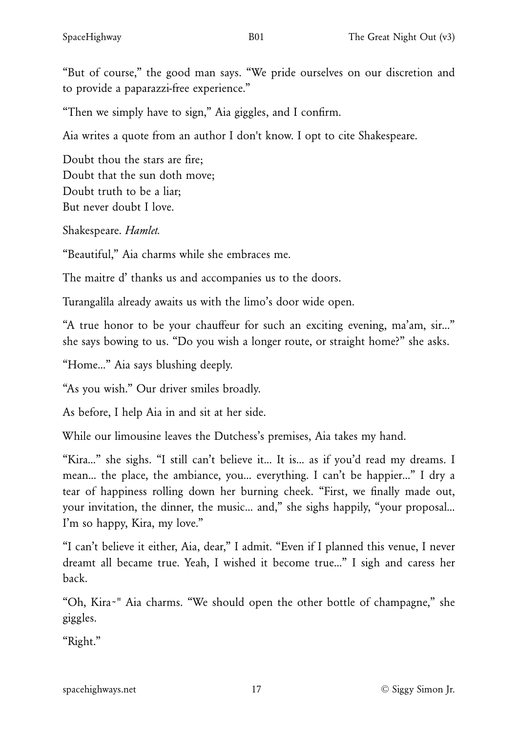"But of course," the good man says. "We pride ourselves on our discretion and to provide a paparazzi-free experience."

"Then we simply have to sign," Aia giggles, and I confirm.

Aia writes a quote from an author I don't know. I opt to cite Shakespeare.

Doubt thou the stars are fire;  
Doubt that the sun doth move;  
Doubt truth to be a liar;  
But never doubt I love.

Shakespeare. *Hamlet.*

"Beautiful," Aia charms while she embraces me.

The maitre d' thanks us and accompanies us to the doors.

Turangalîla already awaits us with the limo's door wide open.

"A true honor to be your chauffeur for such an exciting evening, ma'am, sir..." she says bowing to us. "Do you wish a longer route, or straight home?" she asks.

"Home..." Aia says blushing deeply.

"As you wish." Our driver smiles broadly.

As before, I help Aia in and sit at her side.

While our limousine leaves the Dutchess's premises, Aia takes my hand.

"Kira..." she sighs. "I still can't believe it... It is... as if you'd read my dreams. I mean... the place, the ambiance, you... everything. I can't be happier..." I dry a tear of happiness rolling down her burning cheek. "First, we finally made out, your invitation, the dinner, the music... and," she sighs happily, "your proposal... I'm so happy, Kira, my love."

"I can't believe it either, Aia, dear," I admit. "Even if I planned this venue, I never dreamt all became true. Yeah, I wished it become true..." I sigh and caress her back.

"Oh, Kira~" Aia charms. "We should open the other bottle of champagne," she giggles.

"Right."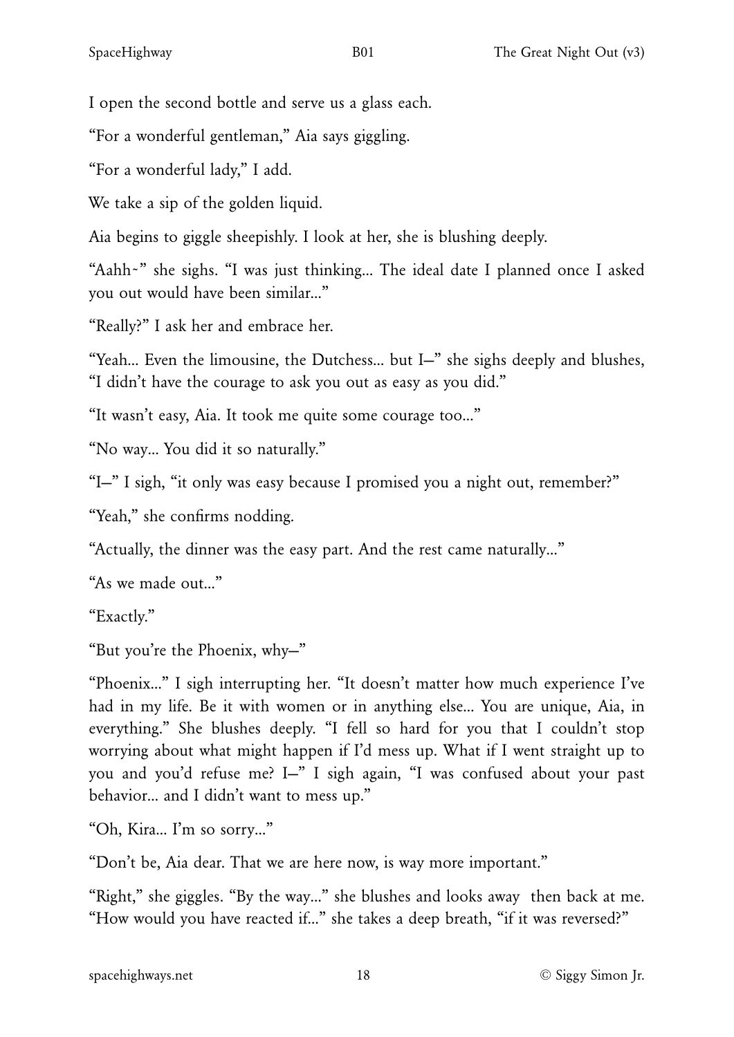I open the second bottle and serve us a glass each.

"For a wonderful gentleman," Aia says giggling.

"For a wonderful lady," I add.

We take a sip of the golden liquid.

Aia begins to giggle sheepishly. I look at her, she is blushing deeply.

"Aahh~" she sighs. "I was just thinking... The ideal date I planned once I asked you out would have been similar..."

"Really?" I ask her and embrace her.

"Yeah... Even the limousine, the Dutchess... but I—" she sighs deeply and blushes, "I didn't have the courage to ask you out as easy as you did."

"It wasn't easy, Aia. It took me quite some courage too..."

"No way... You did it so naturally."

"I—" I sigh, "it only was easy because I promised you a night out, remember?"

"Yeah," she confirms nodding.

"Actually, the dinner was the easy part. And the rest came naturally..."

"As we made out..."

"Exactly."

"But you're the Phoenix, why—"

"Phoenix..." I sigh interrupting her. "It doesn't matter how much experience I've had in my life. Be it with women or in anything else... You are unique, Aia, in everything." She blushes deeply. "I fell so hard for you that I couldn't stop worrying about what might happen if I'd mess up. What if I went straight up to you and you'd refuse me? I—" I sigh again, "I was confused about your past behavior... and I didn't want to mess up."

"Oh, Kira... I'm so sorry..."

"Don't be, Aia dear. That we are here now, is way more important."

"Right," she giggles. "By the way..." she blushes and looks away then back at me. "How would you have reacted if..." she takes a deep breath, "if it was reversed?"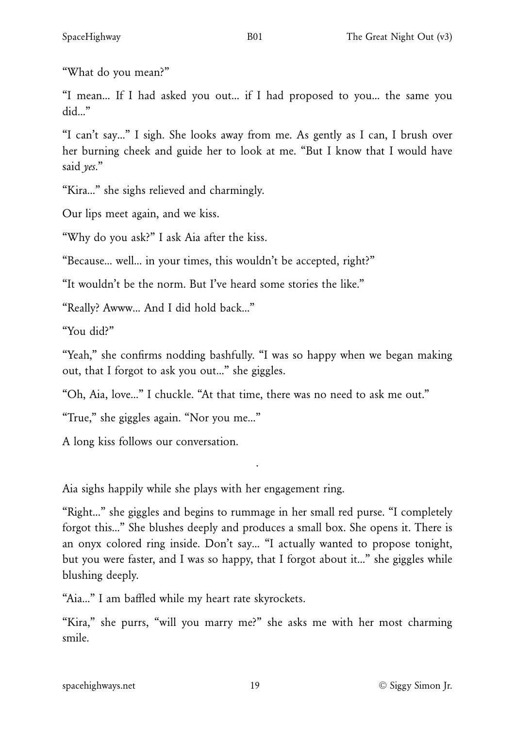"What do you mean?"

"I mean... If I had asked you out... if I had proposed to you... the same you did..."

"I can't say..." I sigh. She looks away from me. As gently as I can, I brush over her burning cheek and guide her to look at me. "But I know that I would have said *yes*."

"Kira..." she sighs relieved and charmingly.

Our lips meet again, and we kiss.

"Why do you ask?" I ask Aia after the kiss.

"Because... well... in your times, this wouldn't be accepted, right?"

"It wouldn't be the norm. But I've heard some stories the like."

"Really? Awww... And I did hold back..."

"You did?"

"Yeah," she confirms nodding bashfully. "I was so happy when we began making out, that I forgot to ask you out..." she giggles.

"Oh, Aia, love..." I chuckle. "At that time, there was no need to ask me out."

"True," she giggles again. "Nor you me..."

A long kiss follows our conversation.

.

Aia sighs happily while she plays with her engagement ring.

"Right..." she giggles and begins to rummage in her small red purse. "I completely forgot this..." She blushes deeply and produces a small box. She opens it. There is an onyx colored ring inside. Don't say... "I actually wanted to propose tonight, but you were faster, and I was so happy, that I forgot about it..." she giggles while blushing deeply.

"Aia..." I am baffled while my heart rate skyrockets.

"Kira," she purrs, "will you marry me?" she asks me with her most charming smile.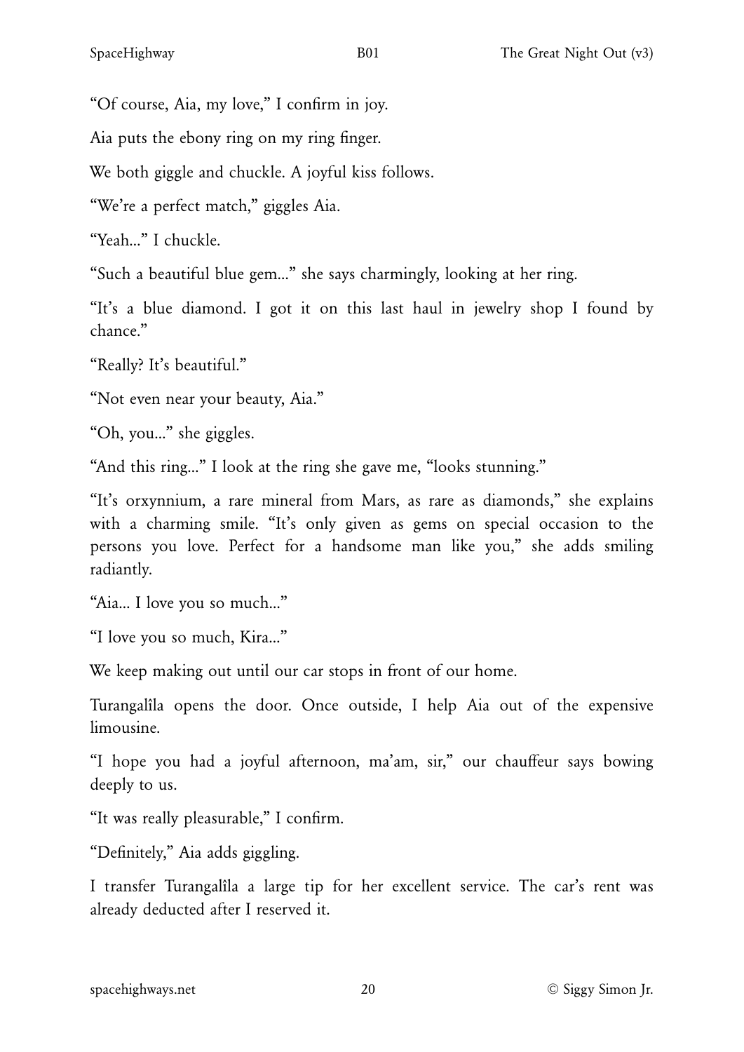"Of course, Aia, my love," I confirm in joy.

Aia puts the ebony ring on my ring finger.

We both giggle and chuckle. A joyful kiss follows.

"We're a perfect match," giggles Aia.

"Yeah..." I chuckle.

"Such a beautiful blue gem..." she says charmingly, looking at her ring.

"It's a blue diamond. I got it on this last haul in jewelry shop I found by chance."

"Really? It's beautiful."

"Not even near your beauty, Aia."

"Oh, you..." she giggles.

"And this ring..." I look at the ring she gave me, "looks stunning."

"It's orxynnium, a rare mineral from Mars, as rare as diamonds," she explains with a charming smile. "It's only given as gems on special occasion to the persons you love. Perfect for a handsome man like you," she adds smiling radiantly.

"Aia... I love you so much..."

"I love you so much, Kira..."

We keep making out until our car stops in front of our home.

Turangalîla opens the door. Once outside, I help Aia out of the expensive limousine.

"I hope you had a joyful afternoon, ma'am, sir," our chauffeur says bowing deeply to us.

"It was really pleasurable," I confirm.

"Definitely," Aia adds giggling.

I transfer Turangalîla a large tip for her excellent service. The car's rent was already deducted after I reserved it.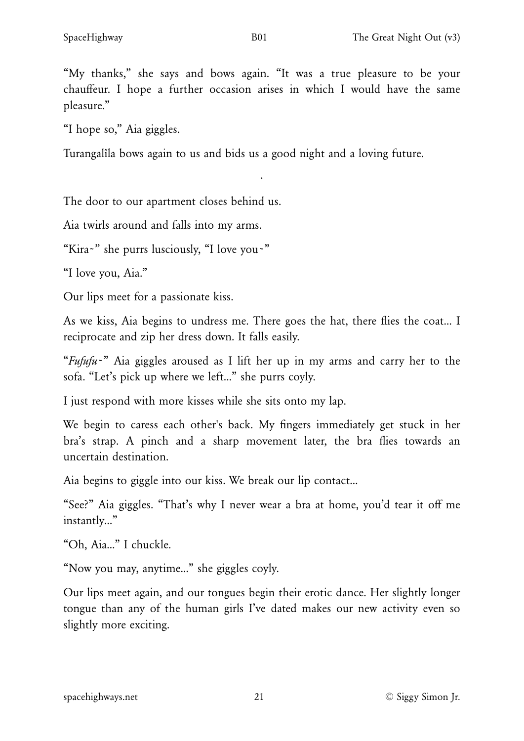"My thanks," she says and bows again. "It was a true pleasure to be your chauffeur. I hope a further occasion arises in which I would have the same pleasure."

"I hope so," Aia giggles.

Turangalîla bows again to us and bids us a good night and a loving future.

·

The door to our apartment closes behind us.

Aia twirls around and falls into my arms.

"Kira~" she purrs lusciously, "I love you~"

"I love you, Aia."

Our lips meet for a passionate kiss.

As we kiss, Aia begins to undress me. There goes the hat, there flies the coat... I reciprocate and zip her dress down. It falls easily.

"*Fufufu~*" Aia giggles aroused as I lift her up in my arms and carry her to the sofa. "Let's pick up where we left..." she purrs coyly.

I just respond with more kisses while she sits onto my lap.

We begin to caress each other's back. My fingers immediately get stuck in her bra's strap. A pinch and a sharp movement later, the bra flies towards an uncertain destination.

Aia begins to giggle into our kiss. We break our lip contact...

"See?" Aia giggles. "That's why I never wear a bra at home, you'd tear it off me instantly..."

"Oh, Aia..." I chuckle.

"Now you may, anytime..." she giggles coyly.

Our lips meet again, and our tongues begin their erotic dance. Her slightly longer tongue than any of the human girls I've dated makes our new activity even so slightly more exciting.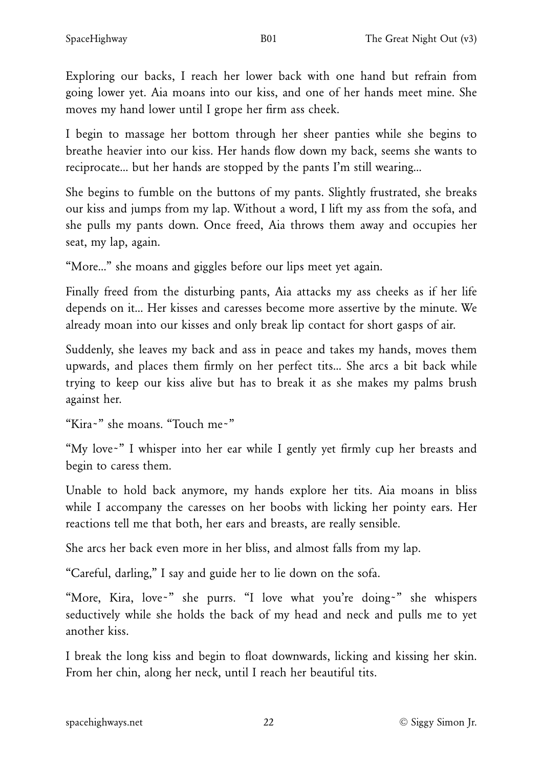Exploring our backs, I reach her lower back with one hand but refrain from going lower yet. Aia moans into our kiss, and one of her hands meet mine. She moves my hand lower until I grope her firm ass cheek.

I begin to massage her bottom through her sheer panties while she begins to breathe heavier into our kiss. Her hands flow down my back, seems she wants to reciprocate… but her hands are stopped by the pants I'm still wearing…

She begins to fumble on the buttons of my pants. Slightly frustrated, she breaks our kiss and jumps from my lap. Without a word, I lift my ass from the sofa, and she pulls my pants down. Once freed, Aia throws them away and occupies her seat, my lap, again.

"More…" she moans and giggles before our lips meet yet again.

Finally freed from the disturbing pants, Aia attacks my ass cheeks as if her life depends on it… Her kisses and caresses become more assertive by the minute. We already moan into our kisses and only break lip contact for short gasps of air.

Suddenly, she leaves my back and ass in peace and takes my hands, moves them upwards, and places them firmly on her perfect tits… She arcs a bit back while trying to keep our kiss alive but has to break it as she makes my palms brush against her.

"Kira~" she moans. "Touch me~"

"My love~" I whisper into her ear while I gently yet firmly cup her breasts and begin to caress them.

Unable to hold back anymore, my hands explore her tits. Aia moans in bliss while I accompany the caresses on her boobs with licking her pointy ears. Her reactions tell me that both, her ears and breasts, are really sensible.

She arcs her back even more in her bliss, and almost falls from my lap.

"Careful, darling," I say and guide her to lie down on the sofa.

"More, Kira, love~" she purrs. "I love what you're doing~" she whispers seductively while she holds the back of my head and neck and pulls me to yet another kiss.

I break the long kiss and begin to float downwards, licking and kissing her skin. From her chin, along her neck, until I reach her beautiful tits.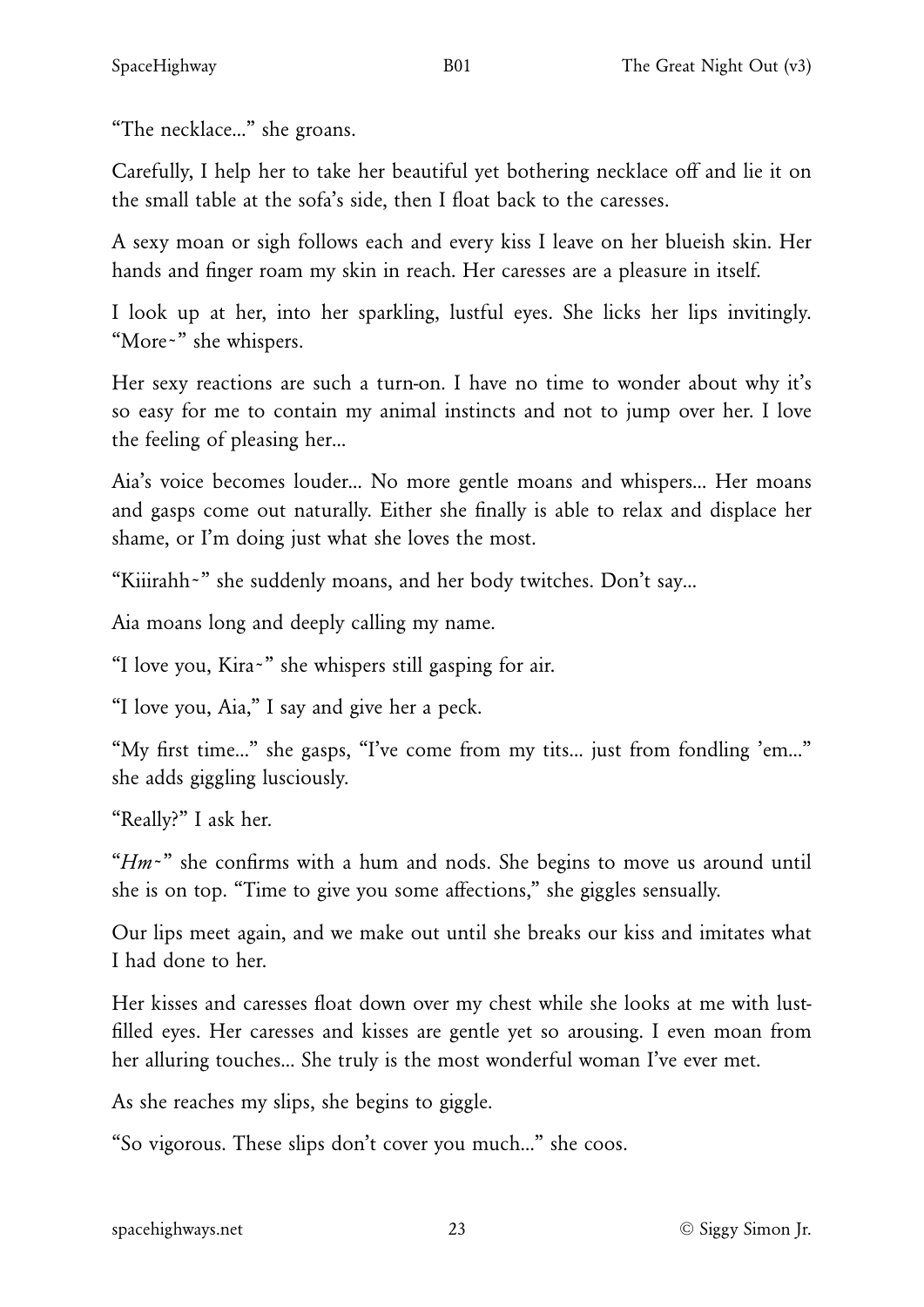"The necklace..." she groans.

Carefully, I help her to take her beautiful yet bothering necklace off and lie it on the small table at the sofa's side, then I float back to the caresses.

A sexy moan or sigh follows each and every kiss I leave on her blueish skin. Her hands and finger roam my skin in reach. Her caresses are a pleasure in itself.

I look up at her, into her sparkling, lustful eyes. She licks her lips invitingly. "More~" she whispers.

Her sexy reactions are such a turn-on. I have no time to wonder about why it's so easy for me to contain my animal instincts and not to jump over her. I love the feeling of pleasing her...

Aia's voice becomes louder... No more gentle moans and whispers... Her moans and gasps come out naturally. Either she finally is able to relax and displace her shame, or I'm doing just what she loves the most.

"Kiiirahh~" she suddenly moans, and her body twitches. Don't say...

Aia moans long and deeply calling my name.

"I love you, Kira~" she whispers still gasping for air.

"I love you, Aia," I say and give her a peck.

"My first time..." she gasps, "I've come from my tits... just from fondling 'em..." she adds giggling lusciously.

"Really?" I ask her.

"*Hm~*" she confirms with a hum and nods. She begins to move us around until she is on top. "Time to give you some affections," she giggles sensually.

Our lips meet again, and we make out until she breaks our kiss and imitates what I had done to her.

Her kisses and caresses float down over my chest while she looks at me with lust-filled eyes. Her caresses and kisses are gentle yet so arousing. I even moan from her alluring touches... She truly is the most wonderful woman I've ever met.

As she reaches my slips, she begins to giggle.

"So vigorous. These slips don't cover you much..." she coos.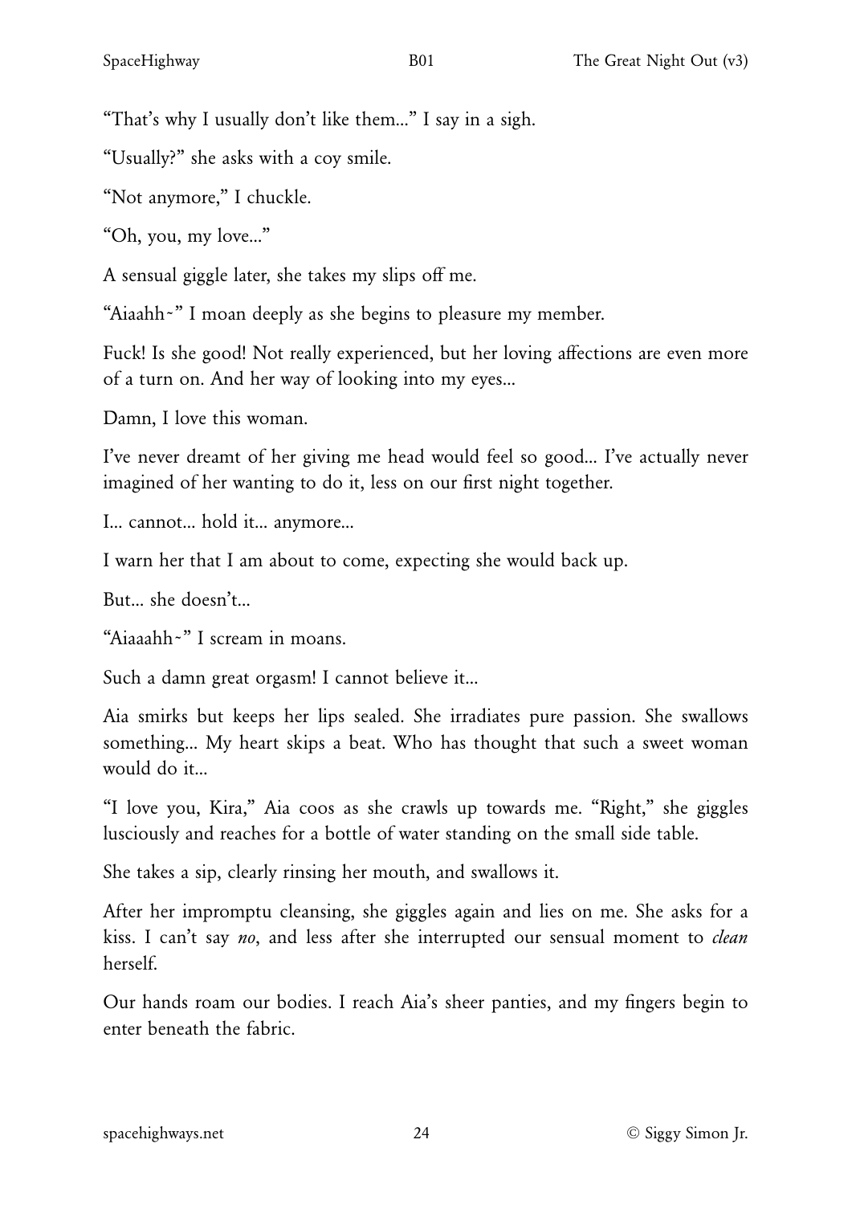"That's why I usually don't like them..." I say in a sigh.

"Usually?" she asks with a coy smile.

"Not anymore," I chuckle.

"Oh, you, my love..."

A sensual giggle later, she takes my slips off me.

"Aiaahh~" I moan deeply as she begins to pleasure my member.

Fuck! Is she good! Not really experienced, but her loving affections are even more of a turn on. And her way of looking into my eyes...

Damn, I love this woman.

I've never dreamt of her giving me head would feel so good... I've actually never imagined of her wanting to do it, less on our first night together.

I... cannot... hold it... anymore...

I warn her that I am about to come, expecting she would back up.

But... she doesn't...

"Aiaaahh~" I scream in moans.

Such a damn great orgasm! I cannot believe it...

Aia smirks but keeps her lips sealed. She irradiates pure passion. She swallows something... My heart skips a beat. Who has thought that such a sweet woman would do it...

"I love you, Kira," Aia coos as she crawls up towards me. "Right," she giggles lusciously and reaches for a bottle of water standing on the small side table.

She takes a sip, clearly rinsing her mouth, and swallows it.

After her impromptu cleansing, she giggles again and lies on me. She asks for a kiss. I can't say *no*, and less after she interrupted our sensual moment to *clean* herself.

Our hands roam our bodies. I reach Aia's sheer panties, and my fingers begin to enter beneath the fabric.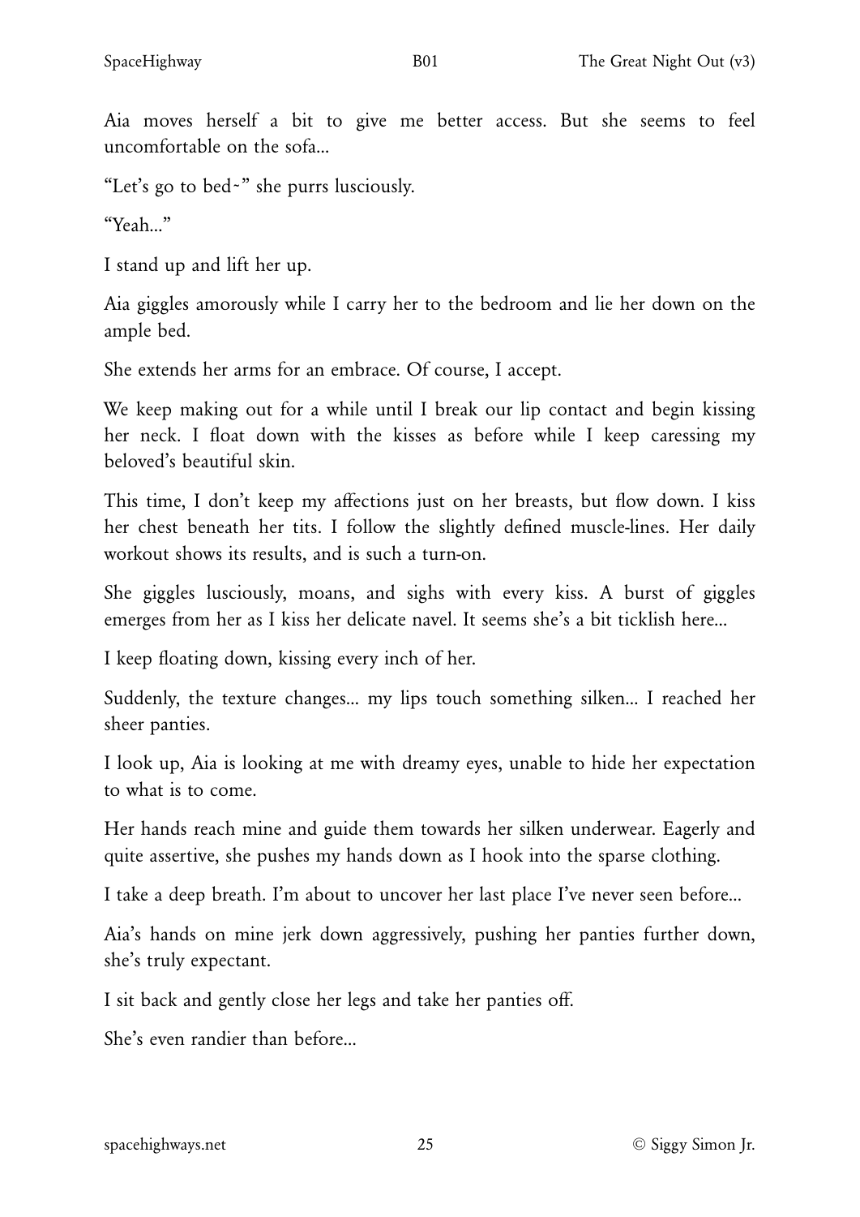Aia moves herself a bit to give me better access. But she seems to feel uncomfortable on the sofa...

"Let's go to bed~" she purrs lusciously.

"Yeah..."

I stand up and lift her up.

Aia giggles amorously while I carry her to the bedroom and lie her down on the ample bed.

She extends her arms for an embrace. Of course, I accept.

We keep making out for a while until I break our lip contact and begin kissing her neck. I float down with the kisses as before while I keep caressing my beloved's beautiful skin.

This time, I don't keep my affections just on her breasts, but flow down. I kiss her chest beneath her tits. I follow the slightly defined muscle-lines. Her daily workout shows its results, and is such a turn-on.

She giggles lusciously, moans, and sighs with every kiss. A burst of giggles emerges from her as I kiss her delicate navel. It seems she's a bit ticklish here...

I keep floating down, kissing every inch of her.

Suddenly, the texture changes... my lips touch something silken... I reached her sheer panties.

I look up, Aia is looking at me with dreamy eyes, unable to hide her expectation to what is to come.

Her hands reach mine and guide them towards her silken underwear. Eagerly and quite assertive, she pushes my hands down as I hook into the sparse clothing.

I take a deep breath. I'm about to uncover her last place I've never seen before...

Aia's hands on mine jerk down aggressively, pushing her panties further down, she's truly expectant.

I sit back and gently close her legs and take her panties off.

She's even randier than before...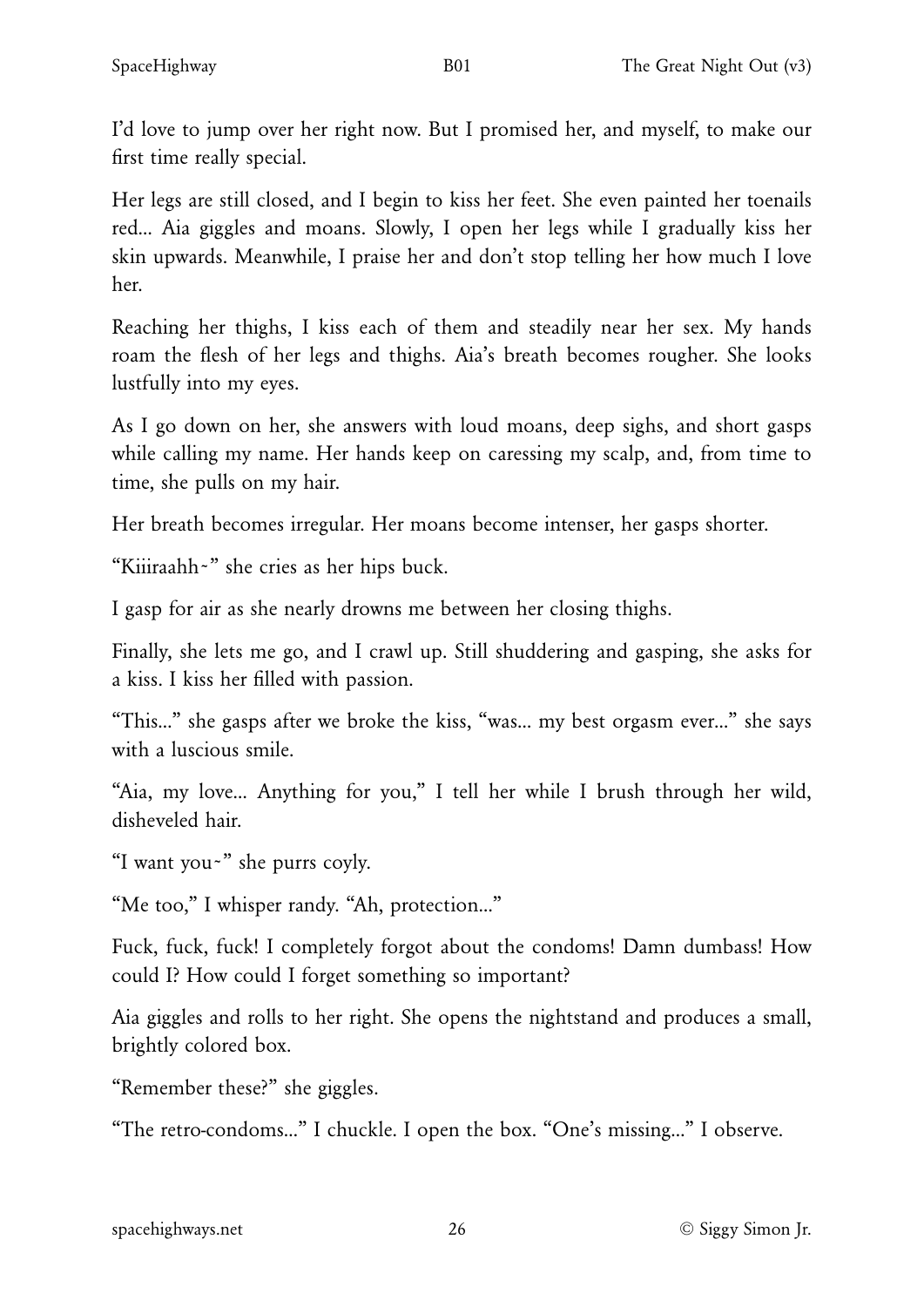I'd love to jump over her right now. But I promised her, and myself, to make our first time really special.

Her legs are still closed, and I begin to kiss her feet. She even painted her toenails red... Aia giggles and moans. Slowly, I open her legs while I gradually kiss her skin upwards. Meanwhile, I praise her and don't stop telling her how much I love her.

Reaching her thighs, I kiss each of them and steadily near her sex. My hands roam the flesh of her legs and thighs. Aia's breath becomes rougher. She looks lustfully into my eyes.

As I go down on her, she answers with loud moans, deep sighs, and short gasps while calling my name. Her hands keep on caressing my scalp, and, from time to time, she pulls on my hair.

Her breath becomes irregular. Her moans become intenser, her gasps shorter.

"Kiiiraahh~" she cries as her hips buck.

I gasp for air as she nearly drowns me between her closing thighs.

Finally, she lets me go, and I crawl up. Still shuddering and gasping, she asks for a kiss. I kiss her filled with passion.

"This..." she gasps after we broke the kiss, "was... my best orgasm ever..." she says with a luscious smile.

"Aia, my love... Anything for you," I tell her while I brush through her wild, disheveled hair.

"I want you~" she purrs coyly.

"Me too," I whisper randy. "Ah, protection..."

Fuck, fuck, fuck! I completely forgot about the condoms! Damn dumbass! How could I? How could I forget something so important?

Aia giggles and rolls to her right. She opens the nightstand and produces a small, brightly colored box.

"Remember these?" she giggles.

"The retro-condoms..." I chuckle. I open the box. "One's missing..." I observe.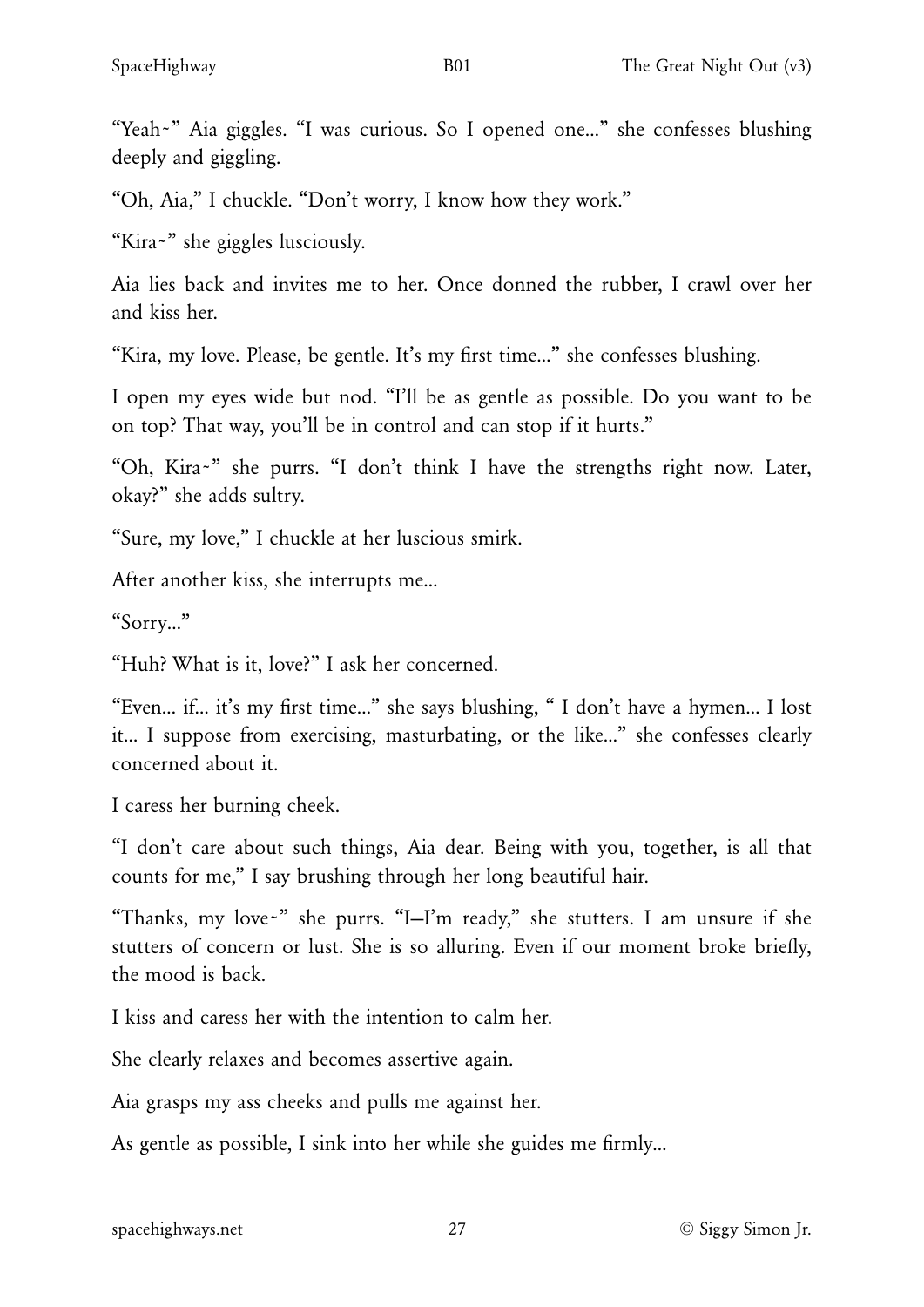"Yeah~" Aia giggles. "I was curious. So I opened one..." she confesses blushing deeply and giggling.

"Oh, Aia," I chuckle. "Don't worry, I know how they work."

"Kira~" she giggles lusciously.

Aia lies back and invites me to her. Once donned the rubber, I crawl over her and kiss her.

"Kira, my love. Please, be gentle. It's my first time..." she confesses blushing.

I open my eyes wide but nod. "I'll be as gentle as possible. Do you want to be on top? That way, you'll be in control and can stop if it hurts."

"Oh, Kira~" she purrs. "I don't think I have the strengths right now. Later, okay?" she adds sultry.

"Sure, my love," I chuckle at her luscious smirk.

After another kiss, she interrupts me...

"Sorry..."

"Huh? What is it, love?" I ask her concerned.

"Even... if... it's my first time..." she says blushing, " I don't have a hymen... I lost it... I suppose from exercising, masturbating, or the like..." she confesses clearly concerned about it.

I caress her burning cheek.

"I don't care about such things, Aia dear. Being with you, together, is all that counts for me," I say brushing through her long beautiful hair.

"Thanks, my love~" she purrs. "I—I'm ready," she stutters. I am unsure if she stutters of concern or lust. She is so alluring. Even if our moment broke briefly, the mood is back.

I kiss and caress her with the intention to calm her.

She clearly relaxes and becomes assertive again.

Aia grasps my ass cheeks and pulls me against her.

As gentle as possible, I sink into her while she guides me firmly...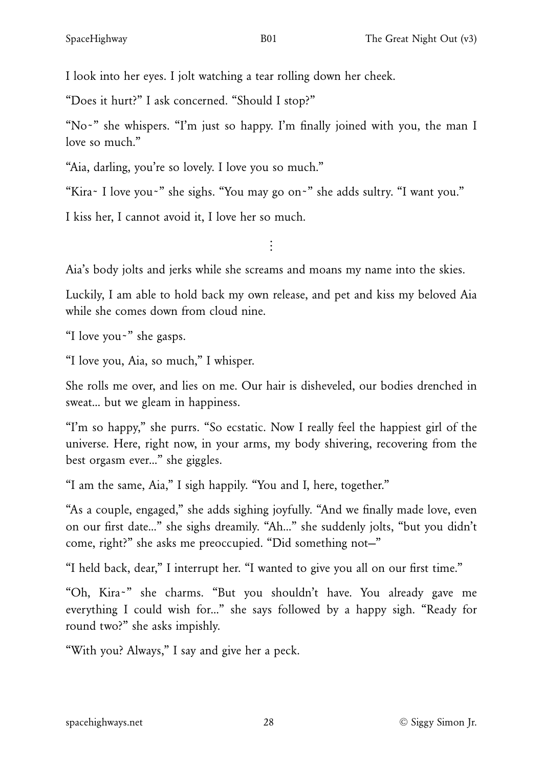I look into her eyes. I jolt watching a tear rolling down her cheek.

"Does it hurt?" I ask concerned. "Should I stop?"

"No~" she whispers. "I'm just so happy. I'm finally joined with you, the man I love so much."

"Aia, darling, you're so lovely. I love you so much."

"Kira~ I love you~" she sighs. "You may go on~" she adds sultry. "I want you."

I kiss her, I cannot avoid it, I love her so much.

⋮

Aia's body jolts and jerks while she screams and moans my name into the skies.

Luckily, I am able to hold back my own release, and pet and kiss my beloved Aia while she comes down from cloud nine.

"I love you~" she gasps.

"I love you, Aia, so much," I whisper.

She rolls me over, and lies on me. Our hair is disheveled, our bodies drenched in sweat... but we gleam in happiness.

"I'm so happy," she purrs. "So ecstatic. Now I really feel the happiest girl of the universe. Here, right now, in your arms, my body shivering, recovering from the best orgasm ever..." she giggles.

"I am the same, Aia," I sigh happily. "You and I, here, together."

"As a couple, engaged," she adds sighing joyfully. "And we finally made love, even on our first date..." she sighs dreamily. "Ah..." she suddenly jolts, "but you didn't come, right?" she asks me preoccupied. "Did something not—"

"I held back, dear," I interrupt her. "I wanted to give you all on our first time."

"Oh, Kira~" she charms. "But you shouldn't have. You already gave me everything I could wish for..." she says followed by a happy sigh. "Ready for round two?" she asks impishly.

"With you? Always," I say and give her a peck.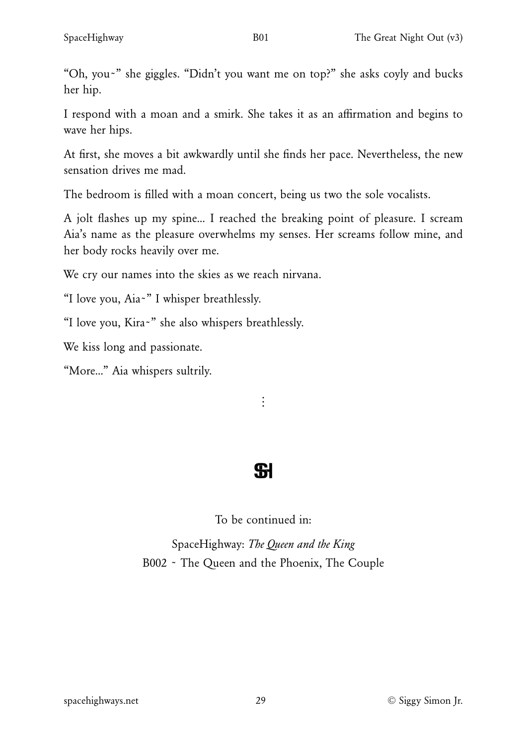"Oh, you~" she giggles. "Didn't you want me on top?" she asks coyly and bucks her hip.

I respond with a moan and a smirk. She takes it as an affirmation and begins to wave her hips.

At first, she moves a bit awkwardly until she finds her pace. Nevertheless, the new sensation drives me mad.

The bedroom is filled with a moan concert, being us two the sole vocalists.

A jolt flashes up my spine… I reached the breaking point of pleasure. I scream Aia's name as the pleasure overwhelms my senses. Her screams follow mine, and her body rocks heavily over me.

We cry our names into the skies as we reach nirvana.

"I love you, Aia~" I whisper breathlessly.

"I love you, Kira~" she also whispers breathlessly.

We kiss long and passionate.

"More…" Aia whispers sultrily.

⋮

SH

To be continued in:

SpaceHighway: *The Queen and the King*
B002 ~ The Queen and the Phoenix, The Couple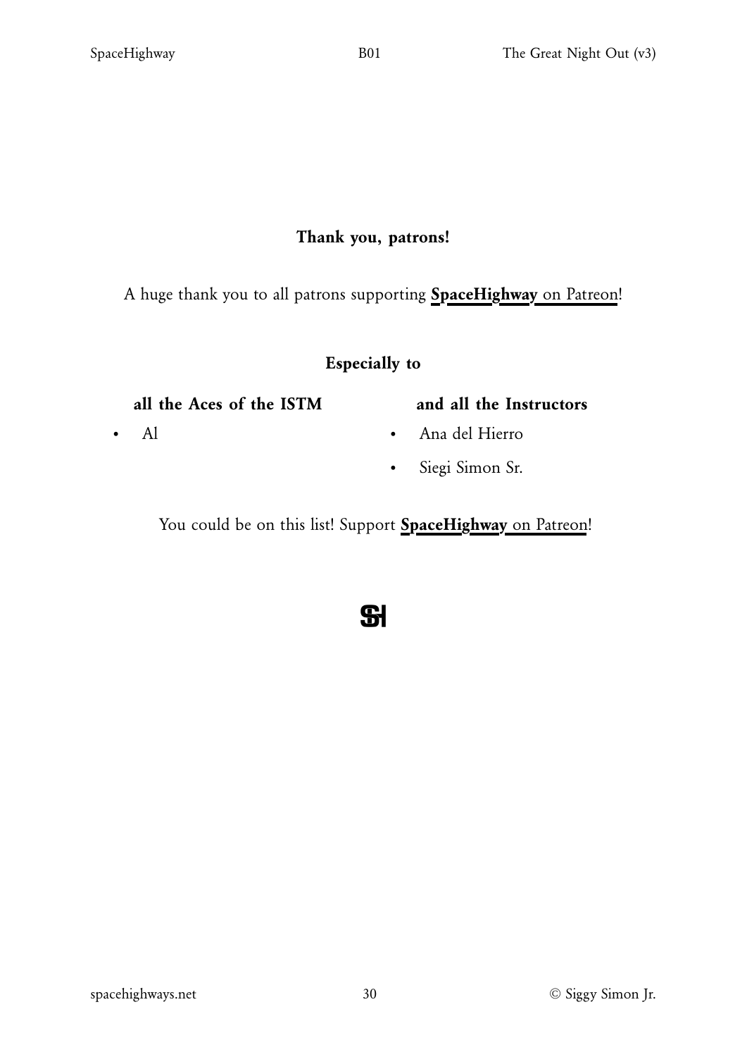## Thank you, patrons!

A huge thank you to all patrons supporting **SpaceHighway** on Patreon!

### Especially to

**all the Aces of the ISTM**

- Al

**and all the Instructors**

- Ana del Hierro
- Siegi Simon Sr.

You could be on this list! Support **SpaceHighway** on Patreon!

**SH**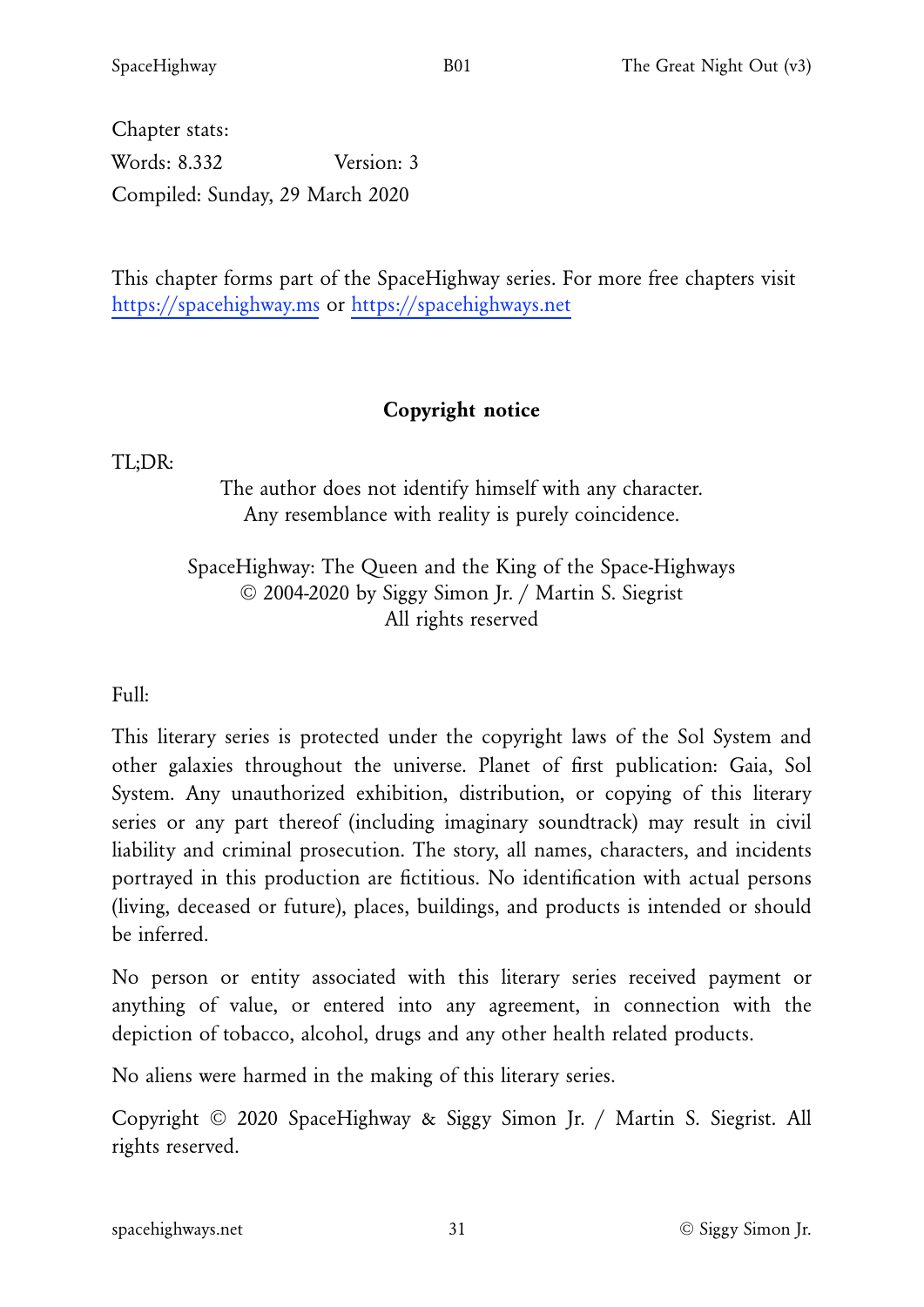Chapter stats:

Words: 8.332 Version: 3

Compiled: Sunday, 29 March 2020

This chapter forms part of the SpaceHighway series. For more free chapters visit https://spacehighway.ms or https://spacehighways.net

## Copyright notice

TL;DR:

The author does not identify himself with any character.
Any resemblance with reality is purely coincidence.

SpaceHighway: The Queen and the King of the Space-Highways
© 2004-2020 by Siggy Simon Jr. / Martin S. Siegrist
All rights reserved

Full:

This literary series is protected under the copyright laws of the Sol System and other galaxies throughout the universe. Planet of first publication: Gaia, Sol System. Any unauthorized exhibition, distribution, or copying of this literary series or any part thereof (including imaginary soundtrack) may result in civil liability and criminal prosecution. The story, all names, characters, and incidents portrayed in this production are fictitious. No identification with actual persons (living, deceased or future), places, buildings, and products is intended or should be inferred.

No person or entity associated with this literary series received payment or anything of value, or entered into any agreement, in connection with the depiction of tobacco, alcohol, drugs and any other health related products.

No aliens were harmed in the making of this literary series.

Copyright © 2020 SpaceHighway & Siggy Simon Jr. / Martin S. Siegrist. All rights reserved.